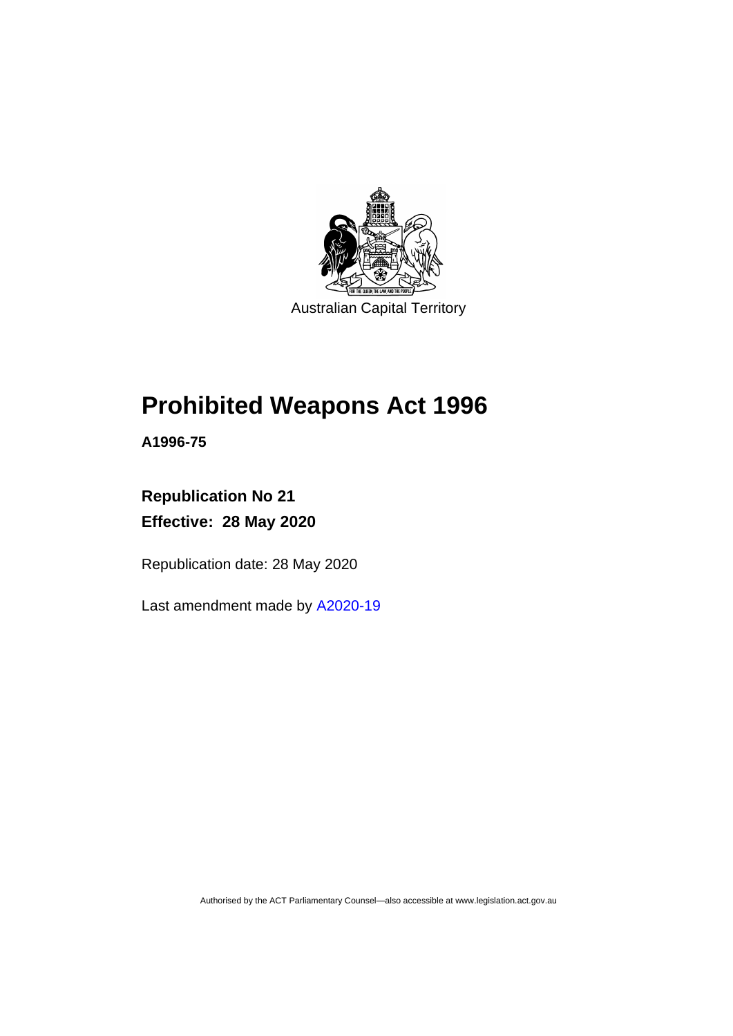Australian Capital Territory

# Prohibited Weapons Act 1996

**A1996-75**

**Republication No 21**

**Effective: 28 May 2020**

Republication date: 28 May 2020

Last amendment made by A2020-19

Authorised by the ACT Parliamentary Counsel—also accessible at www.legislation.act.gov.au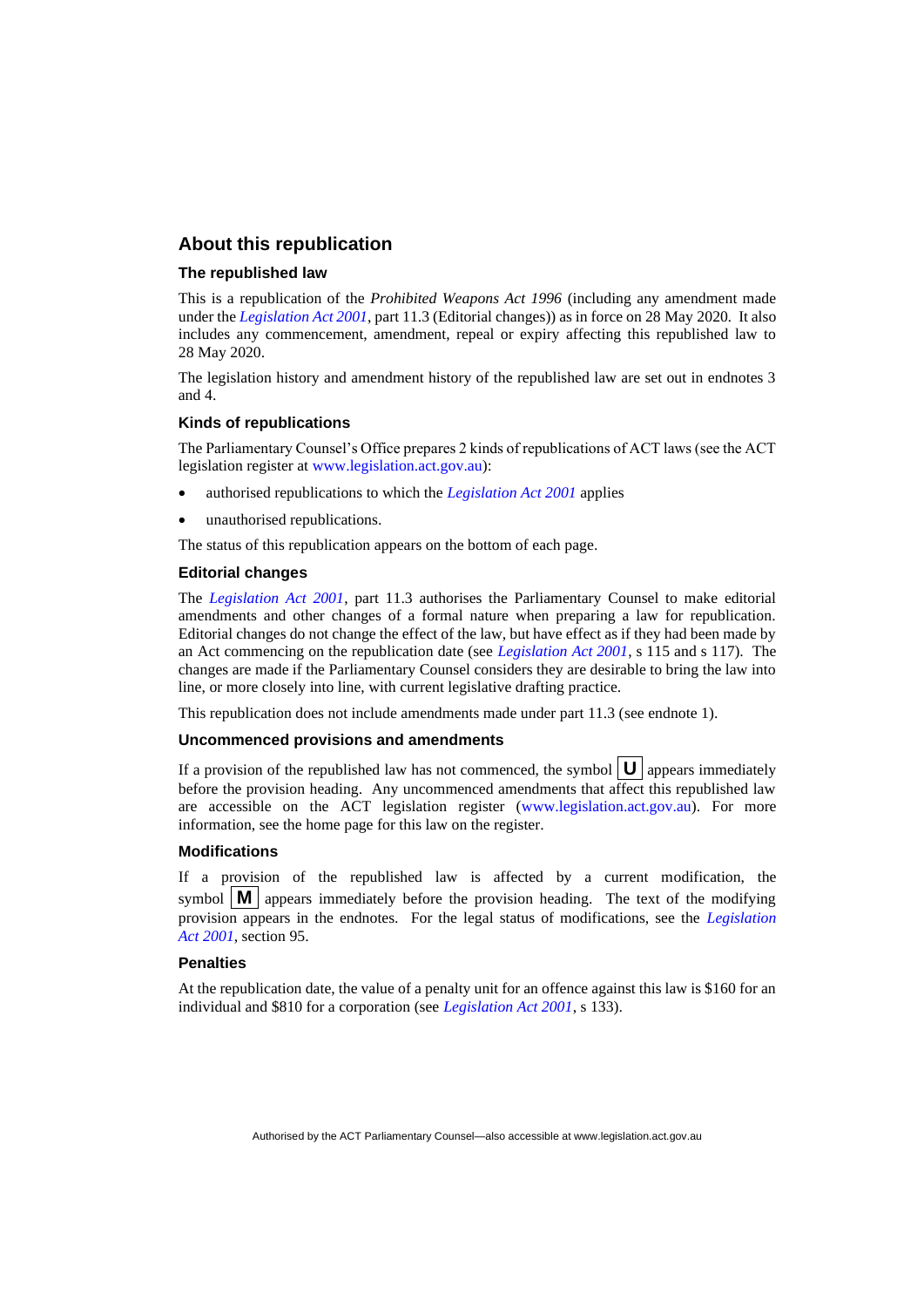## About this republication

### The republished law

This is a republication of the *Prohibited Weapons Act 1996* (including any amendment made under the *Legislation Act 2001*, part 11.3 (Editorial changes)) as in force on 28 May 2020. It also includes any commencement, amendment, repeal or expiry affecting this republished law to 28 May 2020.

The legislation history and amendment history of the republished law are set out in endnotes 3 and 4.

### Kinds of republications

The Parliamentary Counsel's Office prepares 2 kinds of republications of ACT laws (see the ACT legislation register at www.legislation.act.gov.au):

- authorised republications to which the *Legislation Act 2001* applies
- unauthorised republications.

The status of this republication appears on the bottom of each page.

### Editorial changes

The *Legislation Act 2001*, part 11.3 authorises the Parliamentary Counsel to make editorial amendments and other changes of a formal nature when preparing a law for republication. Editorial changes do not change the effect of the law, but have effect as if they had been made by an Act commencing on the republication date (see *Legislation Act 2001*, s 115 and s 117). The changes are made if the Parliamentary Counsel considers they are desirable to bring the law into line, or more closely into line, with current legislative drafting practice.

This republication does not include amendments made under part 11.3 (see endnote 1).

### Uncommenced provisions and amendments

If a provision of the republished law has not commenced, the symbol **U** appears immediately before the provision heading. Any uncommenced amendments that affect this republished law are accessible on the ACT legislation register (www.legislation.act.gov.au). For more information, see the home page for this law on the register.

### Modifications

If a provision of the republished law is affected by a current modification, the symbol **M** appears immediately before the provision heading. The text of the modifying provision appears in the endnotes. For the legal status of modifications, see the *Legislation Act 2001*, section 95.

### Penalties

At the republication date, the value of a penalty unit for an offence against this law is $160 for an individual and $810 for a corporation (see *Legislation Act 2001*, s 133).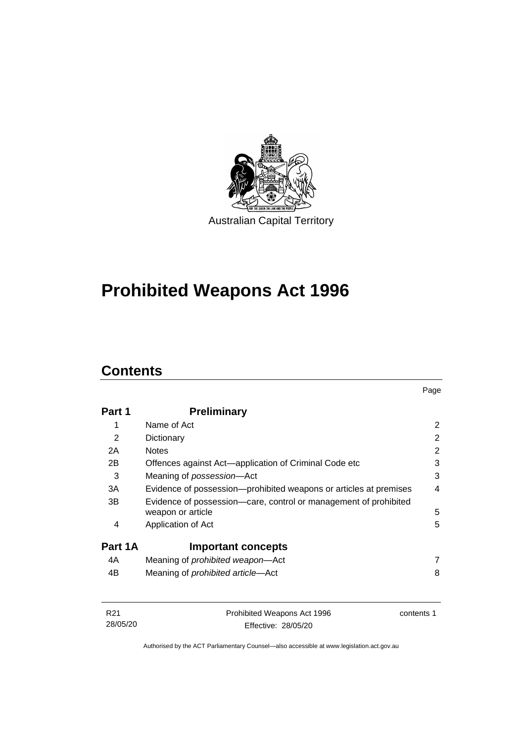Australian Capital Territory

# Prohibited Weapons Act 1996

## Contents

| | | Page |
|---|---|---|
| **Part 1** | **Preliminary** | |
| 1 | Name of Act | 2 |
| 2 | Dictionary | 2 |
| 2A | Notes | 2 |
| 2B | Offences against Act—application of Criminal Code etc | 3 |
| 3 | Meaning of *possession*—Act | 3 |
| 3A | Evidence of possession—prohibited weapons or articles at premises | 4 |
| 3B | Evidence of possession—care, control or management of prohibited weapon or article | 5 |
| 4 | Application of Act | 5 |
| **Part 1A** | **Important concepts** | |
| 4A | Meaning of *prohibited weapon*—Act | 7 |
| 4B | Meaning of *prohibited article*—Act | 8 |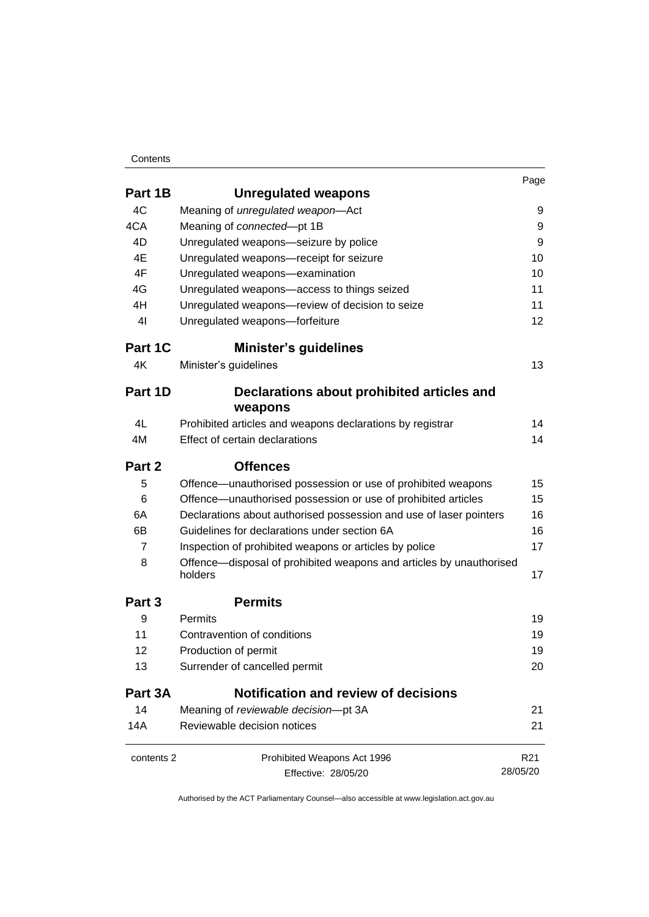| | | Page |
|---|---|---|
| **Part 1B** | **Unregulated weapons** | |
| 4C | Meaning of *unregulated weapon*—Act | 9 |
| 4CA | Meaning of *connected*—pt 1B | 9 |
| 4D | Unregulated weapons—seizure by police | 9 |
| 4E | Unregulated weapons—receipt for seizure | 10 |
| 4F | Unregulated weapons—examination | 10 |
| 4G | Unregulated weapons—access to things seized | 11 |
| 4H | Unregulated weapons—review of decision to seize | 11 |
| 4I | Unregulated weapons—forfeiture | 12 |
| **Part 1C** | **Minister's guidelines** | |
| 4K | Minister's guidelines | 13 |
| **Part 1D** | **Declarations about prohibited articles and weapons** | |
| 4L | Prohibited articles and weapons declarations by registrar | 14 |
| 4M | Effect of certain declarations | 14 |
| **Part 2** | **Offences** | |
| 5 | Offence—unauthorised possession or use of prohibited weapons | 15 |
| 6 | Offence—unauthorised possession or use of prohibited articles | 15 |
| 6A | Declarations about authorised possession and use of laser pointers | 16 |
| 6B | Guidelines for declarations under section 6A | 16 |
| 7 | Inspection of prohibited weapons or articles by police | 17 |
| 8 | Offence—disposal of prohibited weapons and articles by unauthorised holders | 17 |
| **Part 3** | **Permits** | |
| 9 | Permits | 19 |
| 11 | Contravention of conditions | 19 |
| 12 | Production of permit | 19 |
| 13 | Surrender of cancelled permit | 20 |
| **Part 3A** | **Notification and review of decisions** | |
| 14 | Meaning of *reviewable decision*—pt 3A | 21 |
| 14A | Reviewable decision notices | 21 |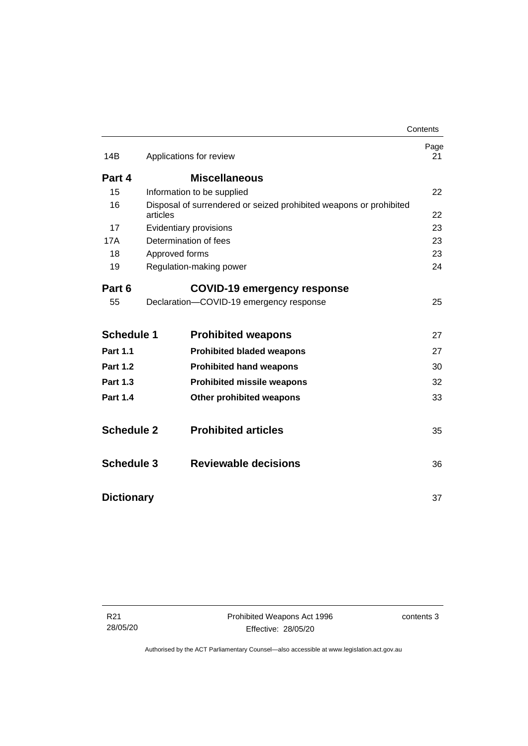| | | Page |
|---|---|---|
| 14B | Applications for review | 21 |
| **Part 4** | **Miscellaneous** | |
| 15 | Information to be supplied | 22 |
| 16 | Disposal of surrendered or seized prohibited weapons or prohibited articles | 22 |
| 17 | Evidentiary provisions | 23 |
| 17A | Determination of fees | 23 |
| 18 | Approved forms | 23 |
| 19 | Regulation-making power | 24 |
| **Part 6** | **COVID-19 emergency response** | |
| 55 | Declaration—COVID-19 emergency response | 25 |
| **Schedule 1** | **Prohibited weapons** | 27 |
| **Part 1.1** | **Prohibited bladed weapons** | 27 |
| **Part 1.2** | **Prohibited hand weapons** | 30 |
| **Part 1.3** | **Prohibited missile weapons** | 32 |
| **Part 1.4** | **Other prohibited weapons** | 33 |
| **Schedule 2** | **Prohibited articles** | 35 |
| **Schedule 3** | **Reviewable decisions** | 36 |
| **Dictionary** | | 37 |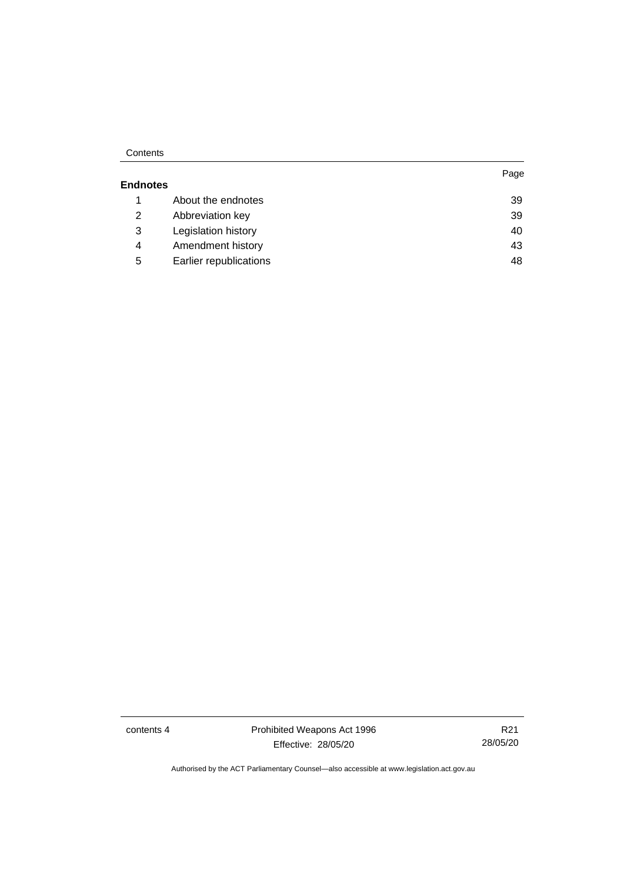**Endnotes**

| | | Page |
|---|---|---|
| 1 | About the endnotes | 39 |
| 2 | Abbreviation key | 39 |
| 3 | Legislation history | 40 |
| 4 | Amendment history | 43 |
| 5 | Earlier republications | 48 |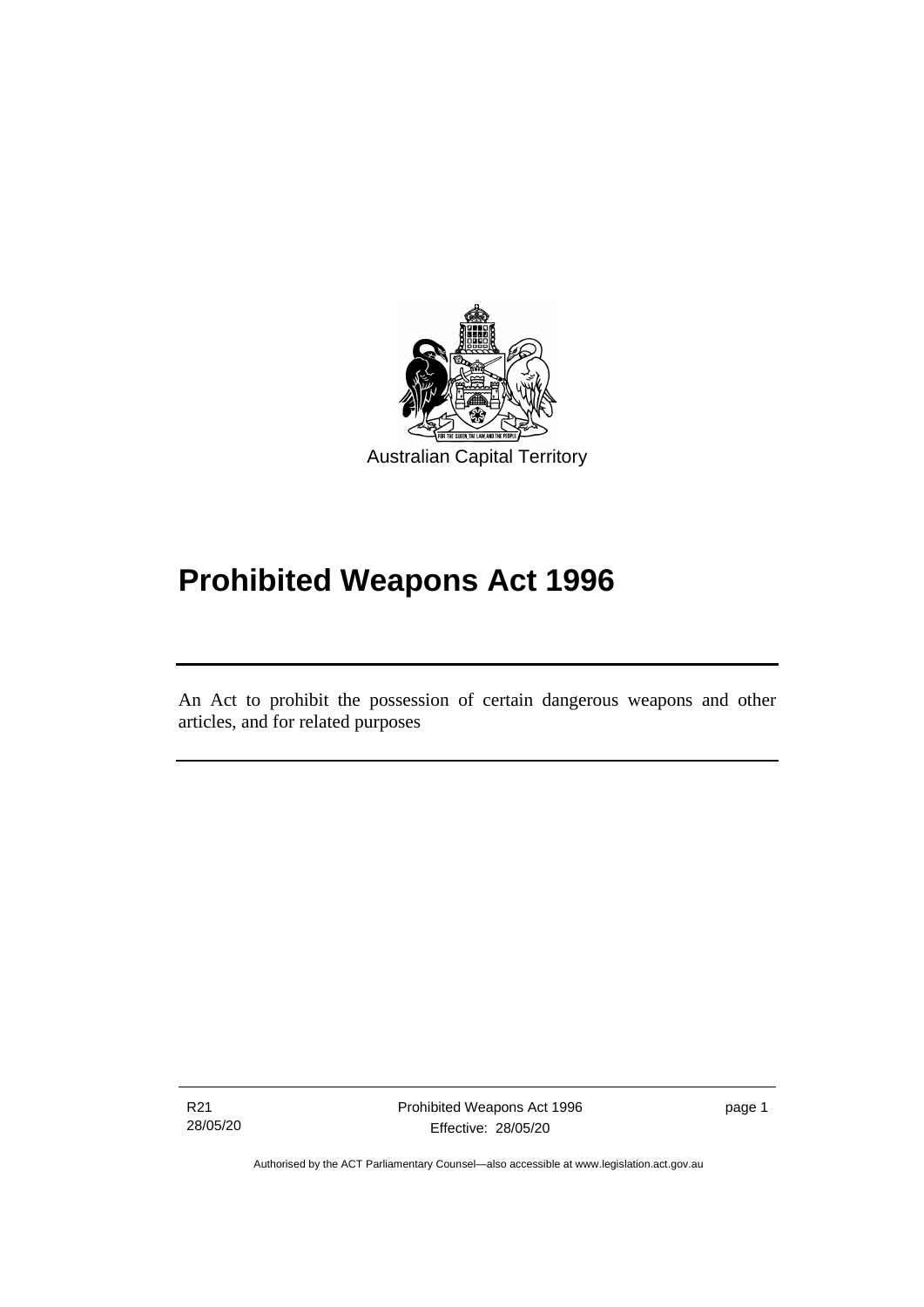Australian Capital Territory

# Prohibited Weapons Act 1996

An Act to prohibit the possession of certain dangerous weapons and other articles, and for related purposes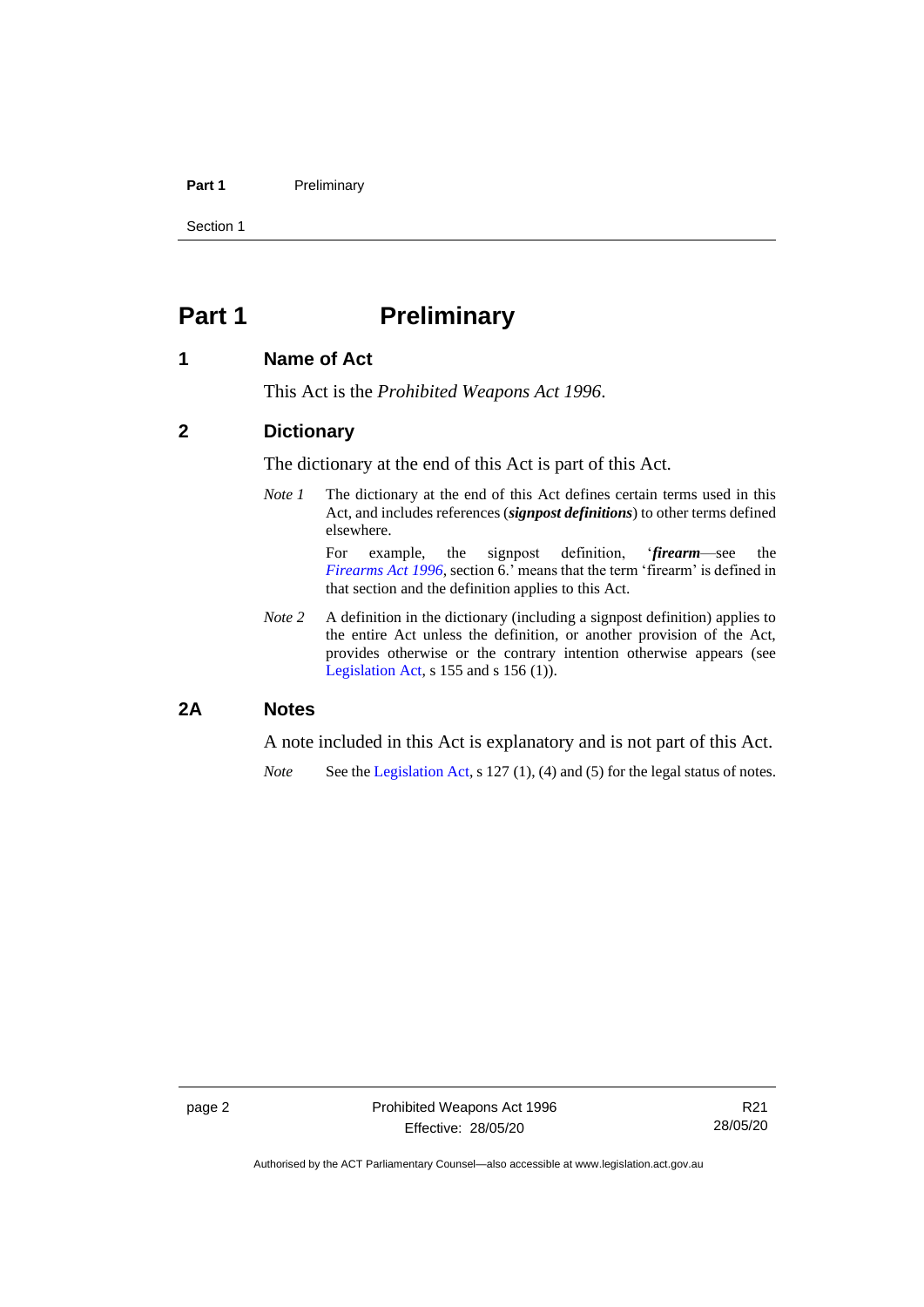# Part 1 Preliminary

## 1 Name of Act

This Act is the *Prohibited Weapons Act 1996*.

## 2 Dictionary

The dictionary at the end of this Act is part of this Act.

*Note 1* The dictionary at the end of this Act defines certain terms used in this Act, and includes references (***signpost definitions***) to other terms defined elsewhere.

For example, the signpost definition, '***firearm***—see the *Firearms Act 1996*, section 6.' means that the term 'firearm' is defined in that section and the definition applies to this Act.

*Note 2* A definition in the dictionary (including a signpost definition) applies to the entire Act unless the definition, or another provision of the Act, provides otherwise or the contrary intention otherwise appears (see Legislation Act, s 155 and s 156 (1)).

## 2A Notes

A note included in this Act is explanatory and is not part of this Act.

*Note* See the Legislation Act, s 127 (1), (4) and (5) for the legal status of notes.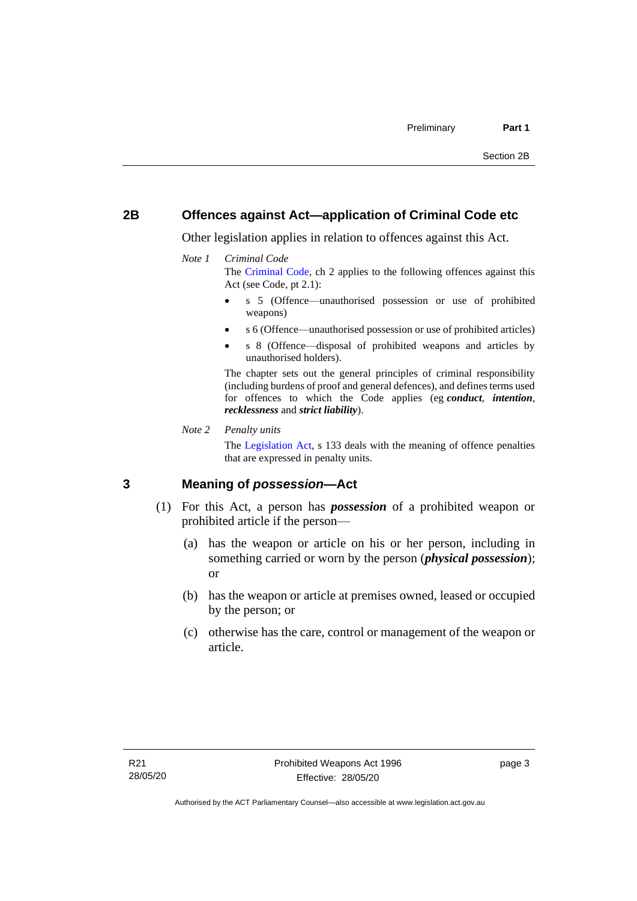## 2B Offences against Act—application of Criminal Code etc

Other legislation applies in relation to offences against this Act.

*Note 1* *Criminal Code*

The Criminal Code, ch 2 applies to the following offences against this Act (see Code, pt 2.1):

- s 5 (Offence—unauthorised possession or use of prohibited weapons)
- s 6 (Offence—unauthorised possession or use of prohibited articles)
- s 8 (Offence—disposal of prohibited weapons and articles by unauthorised holders).

The chapter sets out the general principles of criminal responsibility (including burdens of proof and general defences), and defines terms used for offences to which the Code applies (eg ***conduct***, ***intention***, ***recklessness*** and ***strict liability***).

*Note 2* *Penalty units*

The Legislation Act, s 133 deals with the meaning of offence penalties that are expressed in penalty units.

## 3 Meaning of *possession*—Act

(1) For this Act, a person has ***possession*** of a prohibited weapon or prohibited article if the person—

(a) has the weapon or article on his or her person, including in something carried or worn by the person (***physical possession***); or

(b) has the weapon or article at premises owned, leased or occupied by the person; or

(c) otherwise has the care, control or management of the weapon or article.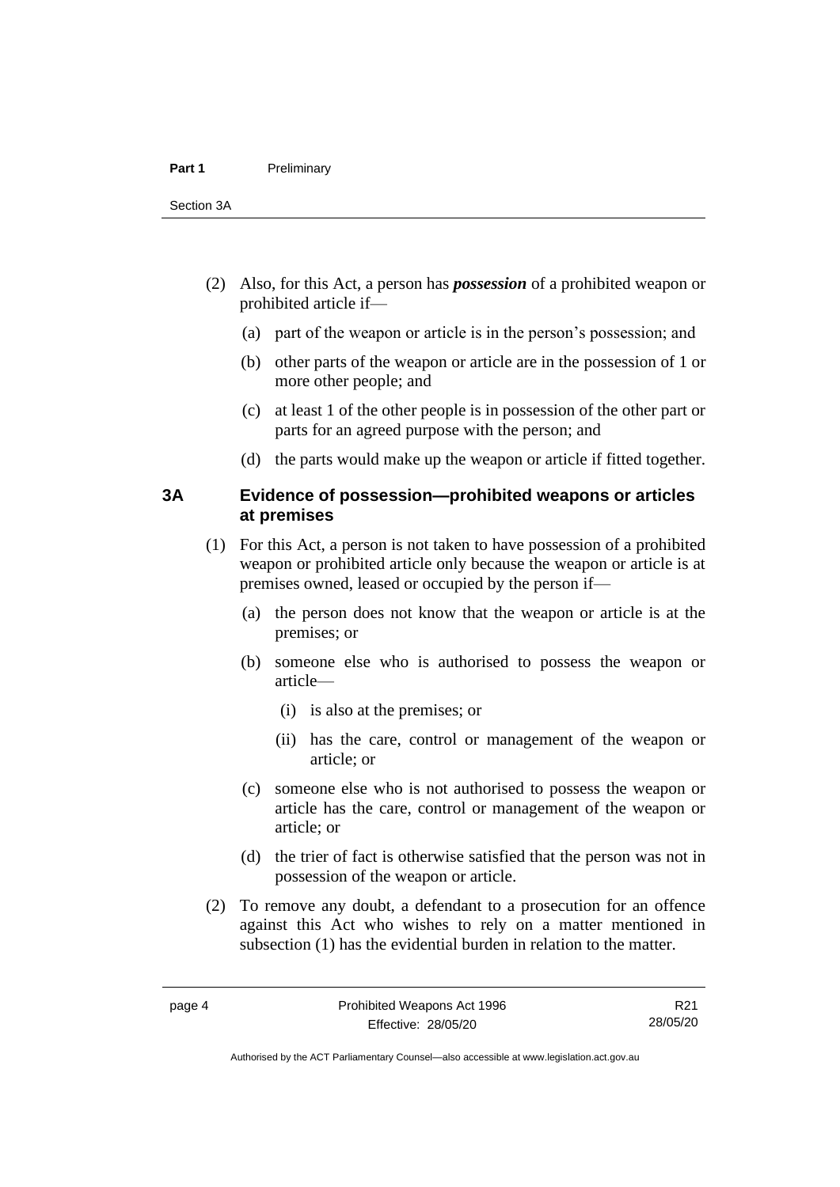(2) Also, for this Act, a person has ***possession*** of a prohibited weapon or prohibited article if—

(a) part of the weapon or article is in the person's possession; and

(b) other parts of the weapon or article are in the possession of 1 or more other people; and

(c) at least 1 of the other people is in possession of the other part or parts for an agreed purpose with the person; and

(d) the parts would make up the weapon or article if fitted together.

## 3A Evidence of possession—prohibited weapons or articles at premises

(1) For this Act, a person is not taken to have possession of a prohibited weapon or prohibited article only because the weapon or article is at premises owned, leased or occupied by the person if—

(a) the person does not know that the weapon or article is at the premises; or

(b) someone else who is authorised to possess the weapon or article—

(i) is also at the premises; or

(ii) has the care, control or management of the weapon or article; or

(c) someone else who is not authorised to possess the weapon or article has the care, control or management of the weapon or article; or

(d) the trier of fact is otherwise satisfied that the person was not in possession of the weapon or article.

(2) To remove any doubt, a defendant to a prosecution for an offence against this Act who wishes to rely on a matter mentioned in subsection (1) has the evidential burden in relation to the matter.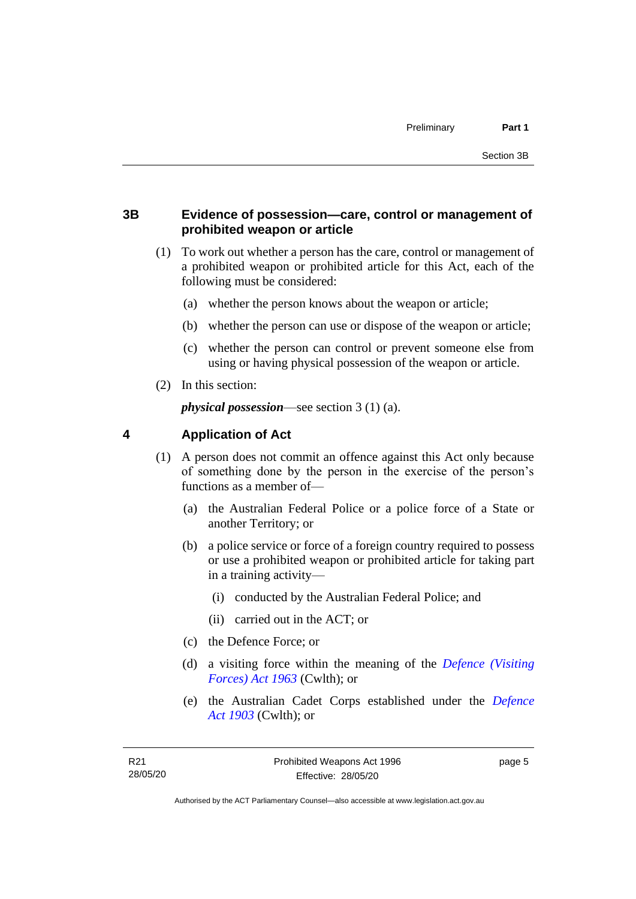## 3B Evidence of possession—care, control or management of prohibited weapon or article

(1) To work out whether a person has the care, control or management of a prohibited weapon or prohibited article for this Act, each of the following must be considered:

(a) whether the person knows about the weapon or article;

(b) whether the person can use or dispose of the weapon or article;

(c) whether the person can control or prevent someone else from using or having physical possession of the weapon or article.

(2) In this section:

***physical possession***—see section 3 (1) (a).

## 4 Application of Act

(1) A person does not commit an offence against this Act only because of something done by the person in the exercise of the person's functions as a member of—

(a) the Australian Federal Police or a police force of a State or another Territory; or

(b) a police service or force of a foreign country required to possess or use a prohibited weapon or prohibited article for taking part in a training activity—

(i) conducted by the Australian Federal Police; and

(ii) carried out in the ACT; or

(c) the Defence Force; or

(d) a visiting force within the meaning of the *Defence (Visiting Forces) Act 1963* (Cwlth); or

(e) the Australian Cadet Corps established under the *Defence Act 1903* (Cwlth); or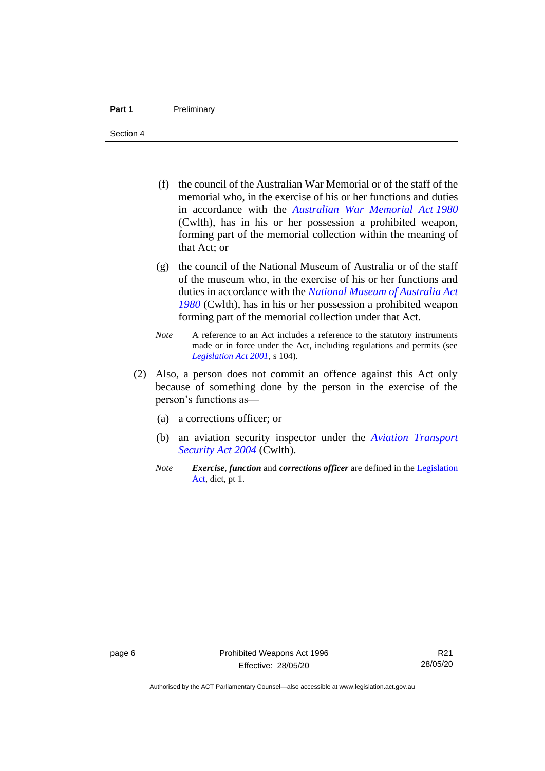(f) the council of the Australian War Memorial or of the staff of the memorial who, in the exercise of his or her functions and duties in accordance with the *Australian War Memorial Act 1980* (Cwlth), has in his or her possession a prohibited weapon, forming part of the memorial collection within the meaning of that Act; or

(g) the council of the National Museum of Australia or of the staff of the museum who, in the exercise of his or her functions and duties in accordance with the *National Museum of Australia Act 1980* (Cwlth), has in his or her possession a prohibited weapon forming part of the memorial collection under that Act.

*Note* A reference to an Act includes a reference to the statutory instruments made or in force under the Act, including regulations and permits (see *Legislation Act 2001*, s 104).

(2) Also, a person does not commit an offence against this Act only because of something done by the person in the exercise of the person's functions as—

(a) a corrections officer; or

(b) an aviation security inspector under the *Aviation Transport Security Act 2004* (Cwlth).

*Note* ***Exercise***, ***function*** and ***corrections officer*** are defined in the Legislation Act, dict, pt 1.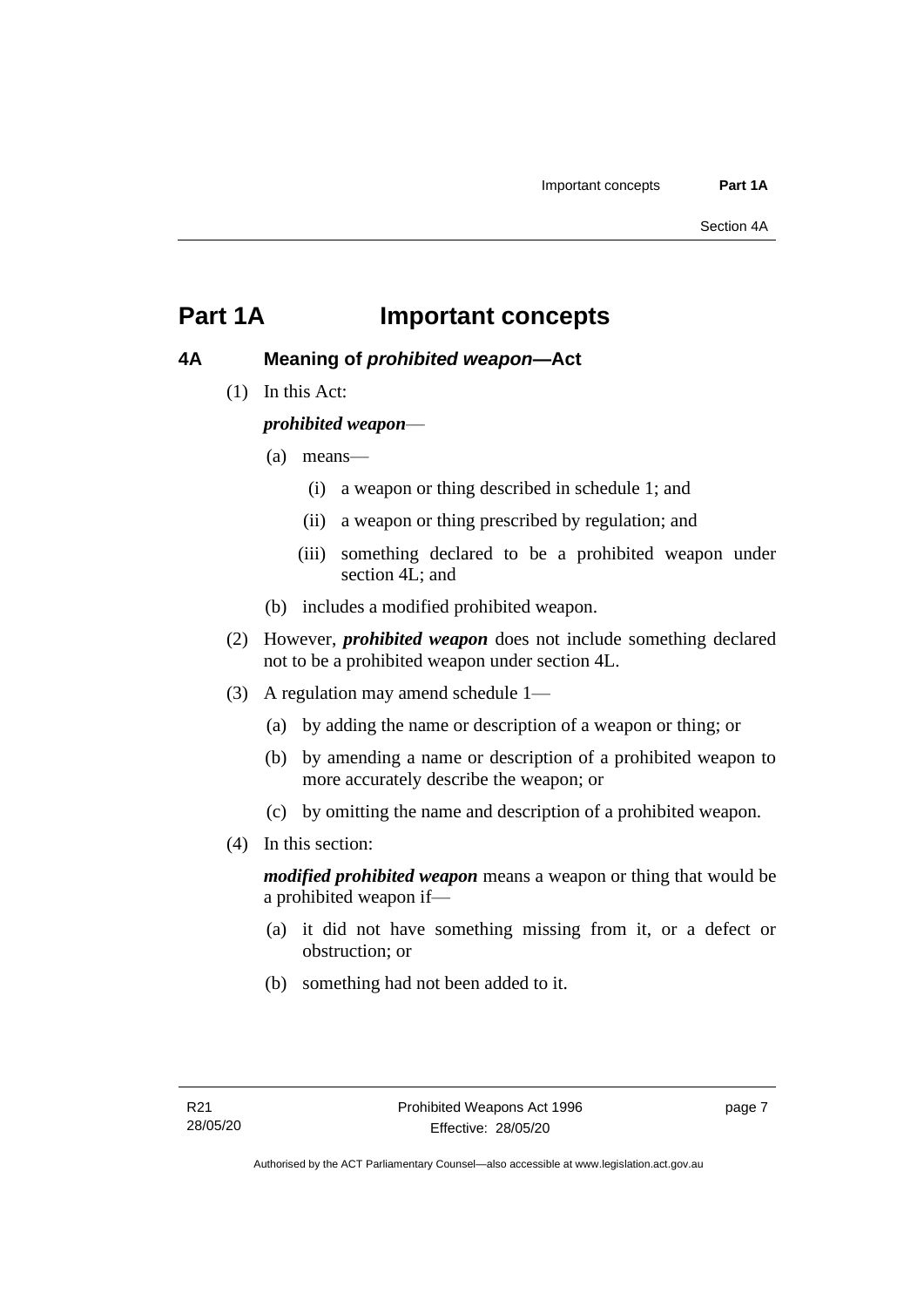# Part 1A Important concepts

## 4A Meaning of *prohibited weapon*—Act

(1) In this Act:

***prohibited weapon***—

(a) means—

(i) a weapon or thing described in schedule 1; and

(ii) a weapon or thing prescribed by regulation; and

(iii) something declared to be a prohibited weapon under section 4L; and

(b) includes a modified prohibited weapon.

(2) However, ***prohibited weapon*** does not include something declared not to be a prohibited weapon under section 4L.

(3) A regulation may amend schedule 1—

(a) by adding the name or description of a weapon or thing; or

(b) by amending a name or description of a prohibited weapon to more accurately describe the weapon; or

(c) by omitting the name and description of a prohibited weapon.

(4) In this section:

***modified prohibited weapon*** means a weapon or thing that would be a prohibited weapon if—

(a) it did not have something missing from it, or a defect or obstruction; or

(b) something had not been added to it.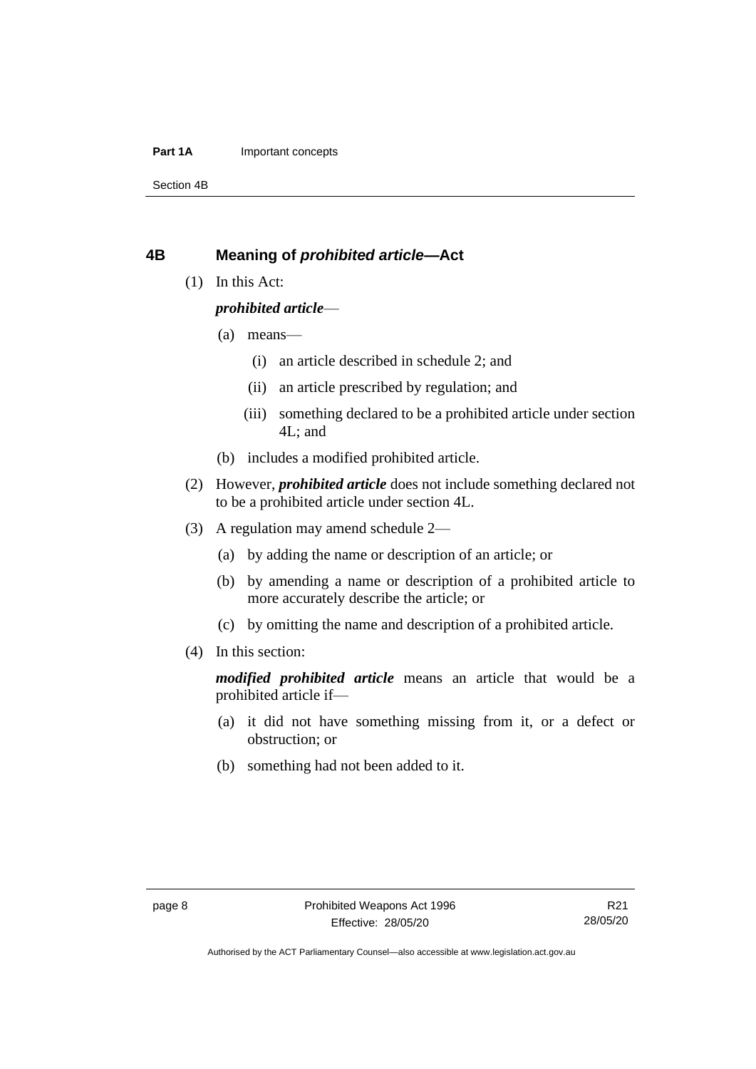## 4B Meaning of *prohibited article*—Act

(1) In this Act:

***prohibited article***—

(a) means—

(i) an article described in schedule 2; and

(ii) an article prescribed by regulation; and

(iii) something declared to be a prohibited article under section 4L; and

(b) includes a modified prohibited article.

(2) However, ***prohibited article*** does not include something declared not to be a prohibited article under section 4L.

(3) A regulation may amend schedule 2—

(a) by adding the name or description of an article; or

(b) by amending a name or description of a prohibited article to more accurately describe the article; or

(c) by omitting the name and description of a prohibited article.

(4) In this section:

***modified prohibited article*** means an article that would be a prohibited article if—

(a) it did not have something missing from it, or a defect or obstruction; or

(b) something had not been added to it.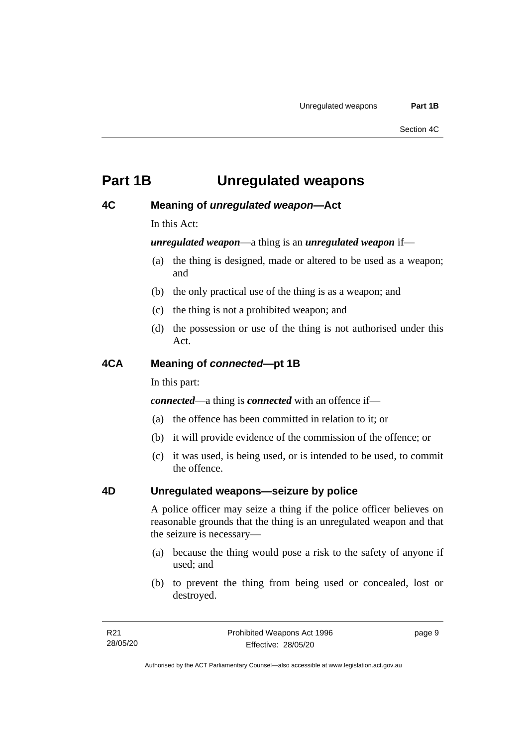# Part 1B Unregulated weapons

## 4C Meaning of *unregulated weapon*—Act

In this Act:

***unregulated weapon***—a thing is an ***unregulated weapon*** if—

(a) the thing is designed, made or altered to be used as a weapon; and

(b) the only practical use of the thing is as a weapon; and

(c) the thing is not a prohibited weapon; and

(d) the possession or use of the thing is not authorised under this Act.

## 4CA Meaning of *connected*—pt 1B

In this part:

***connected***—a thing is ***connected*** with an offence if—

(a) the offence has been committed in relation to it; or

(b) it will provide evidence of the commission of the offence; or

(c) it was used, is being used, or is intended to be used, to commit the offence.

## 4D Unregulated weapons—seizure by police

A police officer may seize a thing if the police officer believes on reasonable grounds that the thing is an unregulated weapon and that the seizure is necessary—

(a) because the thing would pose a risk to the safety of anyone if used; and

(b) to prevent the thing from being used or concealed, lost or destroyed.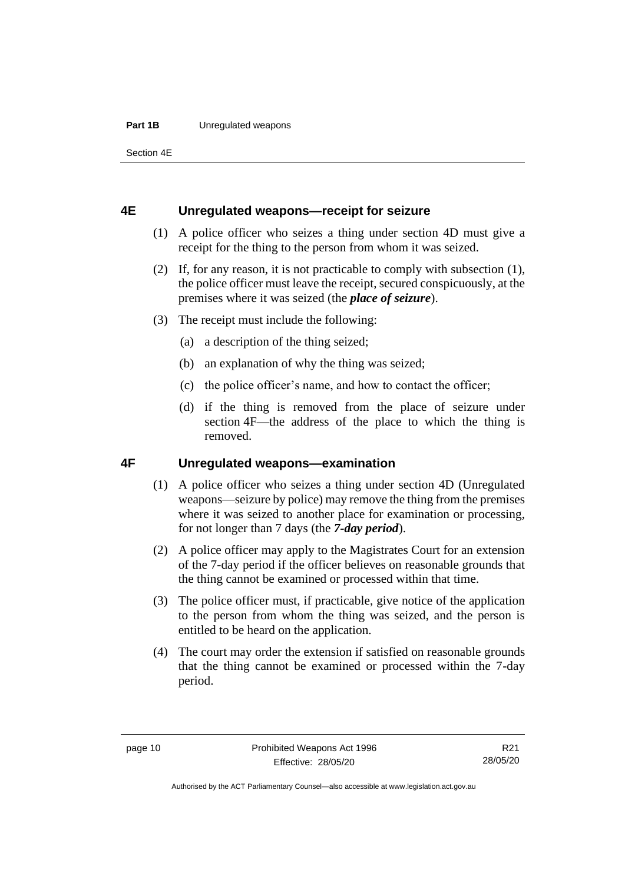## 4E Unregulated weapons—receipt for seizure

(1) A police officer who seizes a thing under section 4D must give a receipt for the thing to the person from whom it was seized.

(2) If, for any reason, it is not practicable to comply with subsection (1), the police officer must leave the receipt, secured conspicuously, at the premises where it was seized (the ***place of seizure***).

(3) The receipt must include the following:

(a) a description of the thing seized;

(b) an explanation of why the thing was seized;

(c) the police officer's name, and how to contact the officer;

(d) if the thing is removed from the place of seizure under section 4F—the address of the place to which the thing is removed.

## 4F Unregulated weapons—examination

(1) A police officer who seizes a thing under section 4D (Unregulated weapons—seizure by police) may remove the thing from the premises where it was seized to another place for examination or processing, for not longer than 7 days (the ***7-day period***).

(2) A police officer may apply to the Magistrates Court for an extension of the 7-day period if the officer believes on reasonable grounds that the thing cannot be examined or processed within that time.

(3) The police officer must, if practicable, give notice of the application to the person from whom the thing was seized, and the person is entitled to be heard on the application.

(4) The court may order the extension if satisfied on reasonable grounds that the thing cannot be examined or processed within the 7-day period.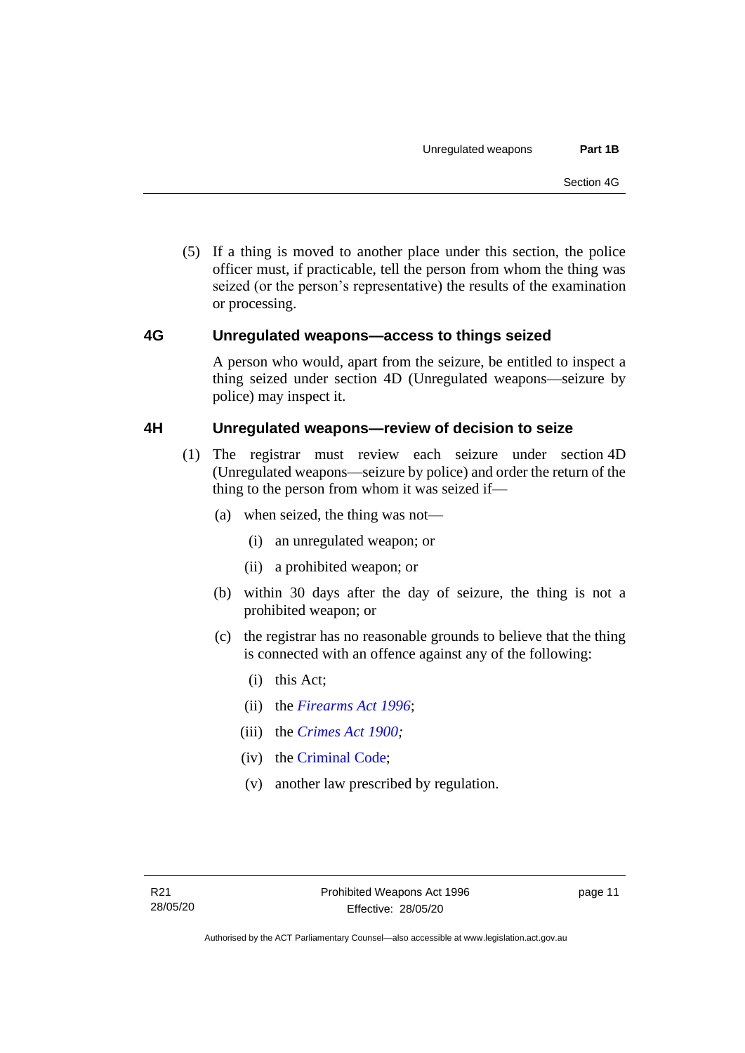(5) If a thing is moved to another place under this section, the police officer must, if practicable, tell the person from whom the thing was seized (or the person's representative) the results of the examination or processing.

### 4G Unregulated weapons—access to things seized

A person who would, apart from the seizure, be entitled to inspect a thing seized under section 4D (Unregulated weapons—seizure by police) may inspect it.

### 4H Unregulated weapons—review of decision to seize

(1) The registrar must review each seizure under section 4D (Unregulated weapons—seizure by police) and order the return of the thing to the person from whom it was seized if—

(a) when seized, the thing was not—

(i) an unregulated weapon; or

(ii) a prohibited weapon; or

(b) within 30 days after the day of seizure, the thing is not a prohibited weapon; or

(c) the registrar has no reasonable grounds to believe that the thing is connected with an offence against any of the following:

(i) this Act;

(ii) the *Firearms Act 1996*;

(iii) the *Crimes Act 1900;*

(iv) the Criminal Code;

(v) another law prescribed by regulation.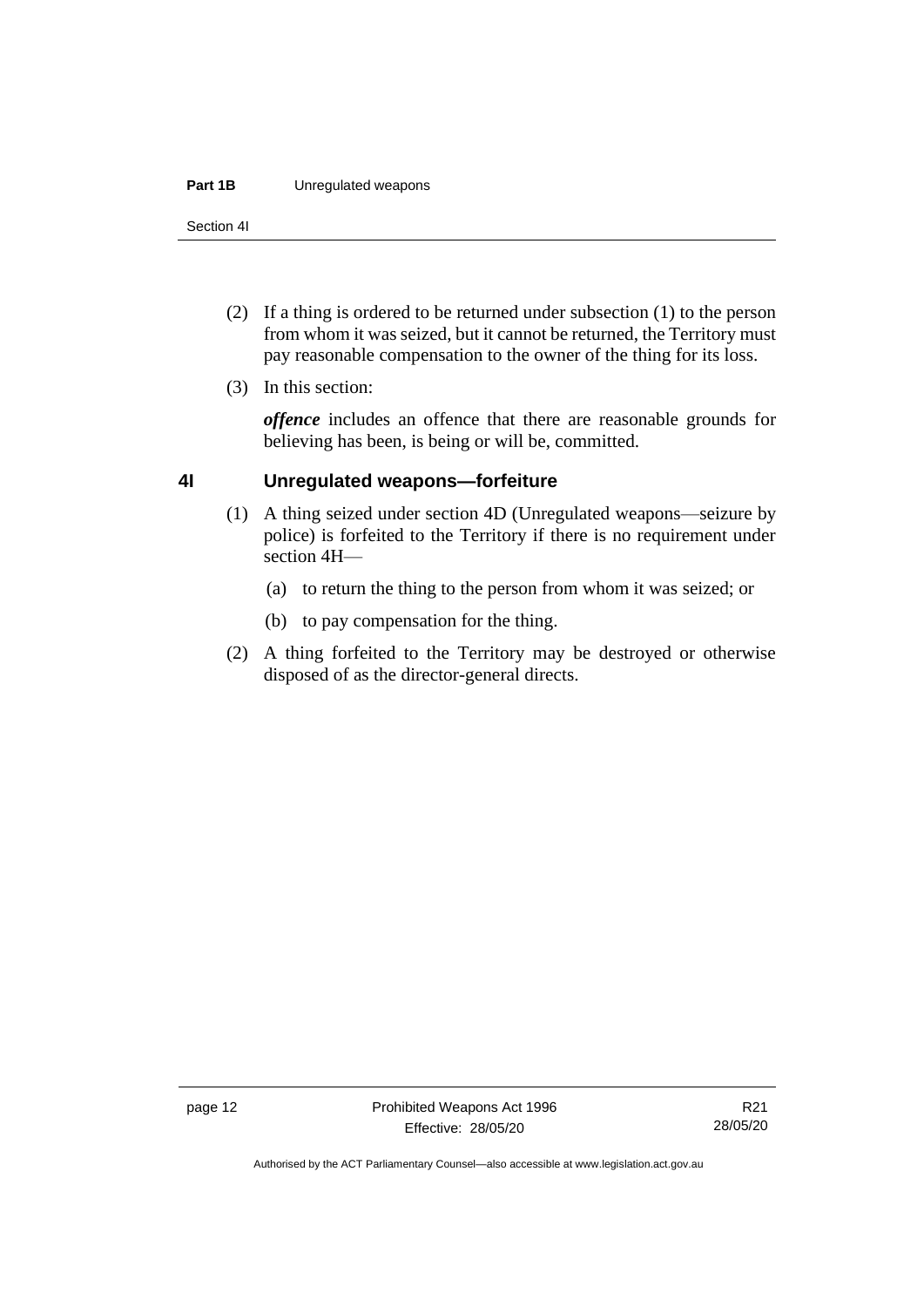(2) If a thing is ordered to be returned under subsection (1) to the person from whom it was seized, but it cannot be returned, the Territory must pay reasonable compensation to the owner of the thing for its loss.

(3) In this section:

***offence*** includes an offence that there are reasonable grounds for believing has been, is being or will be, committed.

## 4I Unregulated weapons—forfeiture

(1) A thing seized under section 4D (Unregulated weapons—seizure by police) is forfeited to the Territory if there is no requirement under section 4H—

(a) to return the thing to the person from whom it was seized; or

(b) to pay compensation for the thing.

(2) A thing forfeited to the Territory may be destroyed or otherwise disposed of as the director-general directs.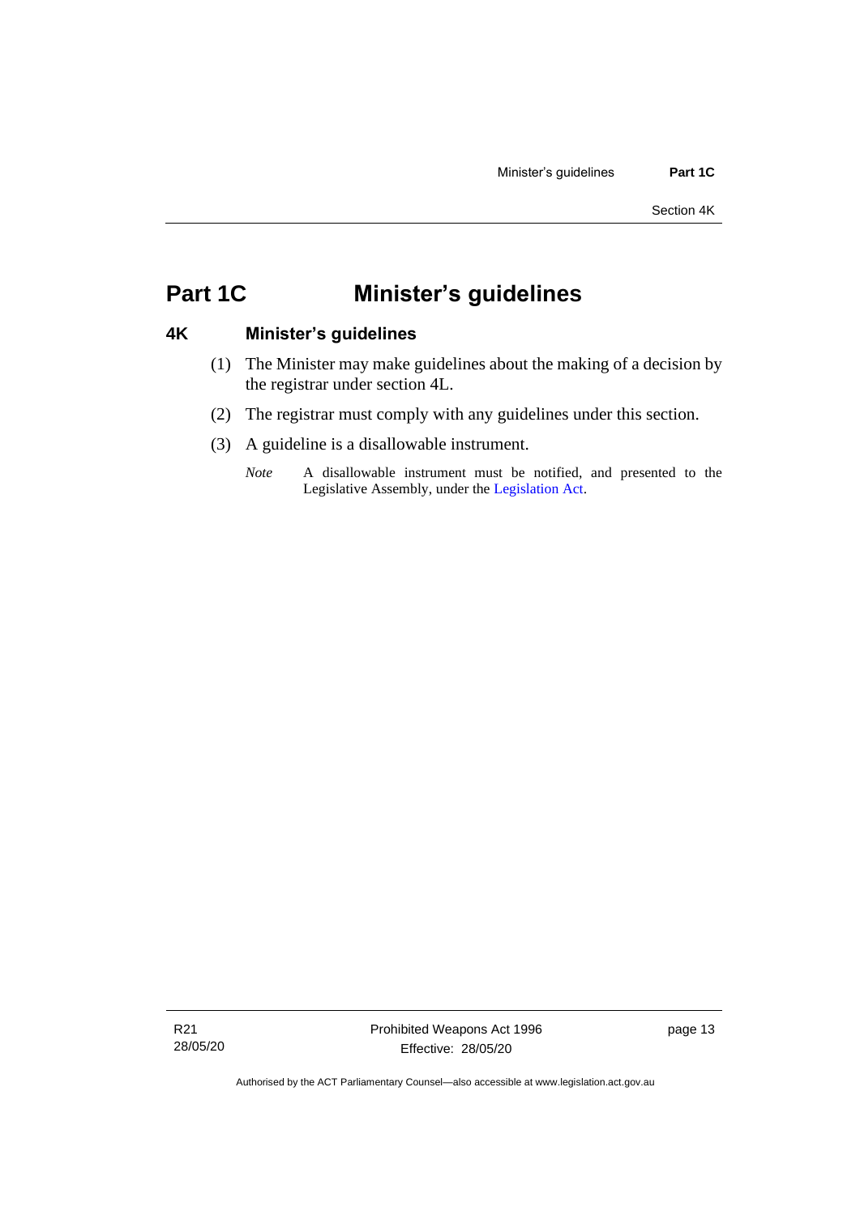# Part 1C Minister's guidelines

## 4K Minister's guidelines

(1) The Minister may make guidelines about the making of a decision by the registrar under section 4L.

(2) The registrar must comply with any guidelines under this section.

(3) A guideline is a disallowable instrument.

*Note* A disallowable instrument must be notified, and presented to the Legislative Assembly, under the Legislation Act.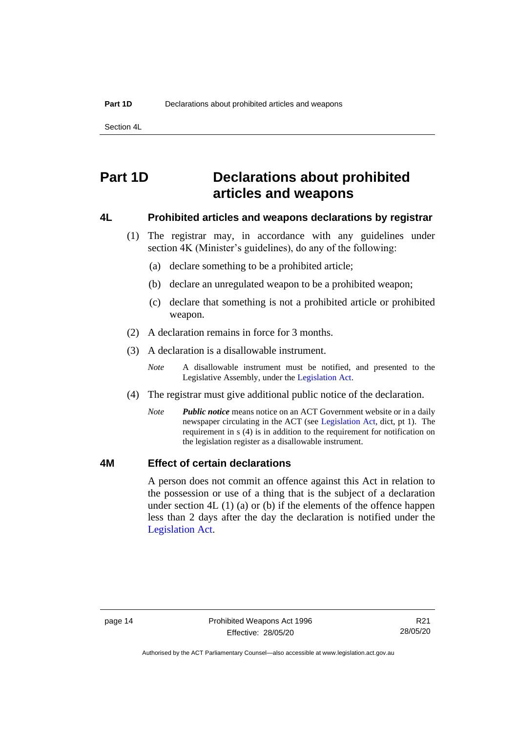# Part 1D Declarations about prohibited articles and weapons

## 4L Prohibited articles and weapons declarations by registrar

(1) The registrar may, in accordance with any guidelines under section 4K (Minister's guidelines), do any of the following:

(a) declare something to be a prohibited article;

(b) declare an unregulated weapon to be a prohibited weapon;

(c) declare that something is not a prohibited article or prohibited weapon.

(2) A declaration remains in force for 3 months.

(3) A declaration is a disallowable instrument.

*Note* A disallowable instrument must be notified, and presented to the Legislative Assembly, under the Legislation Act.

(4) The registrar must give additional public notice of the declaration.

*Note* ***Public notice*** means notice on an ACT Government website or in a daily newspaper circulating in the ACT (see Legislation Act, dict, pt 1). The requirement in s (4) is in addition to the requirement for notification on the legislation register as a disallowable instrument.

## 4M Effect of certain declarations

A person does not commit an offence against this Act in relation to the possession or use of a thing that is the subject of a declaration under section 4L (1) (a) or (b) if the elements of the offence happen less than 2 days after the day the declaration is notified under the Legislation Act.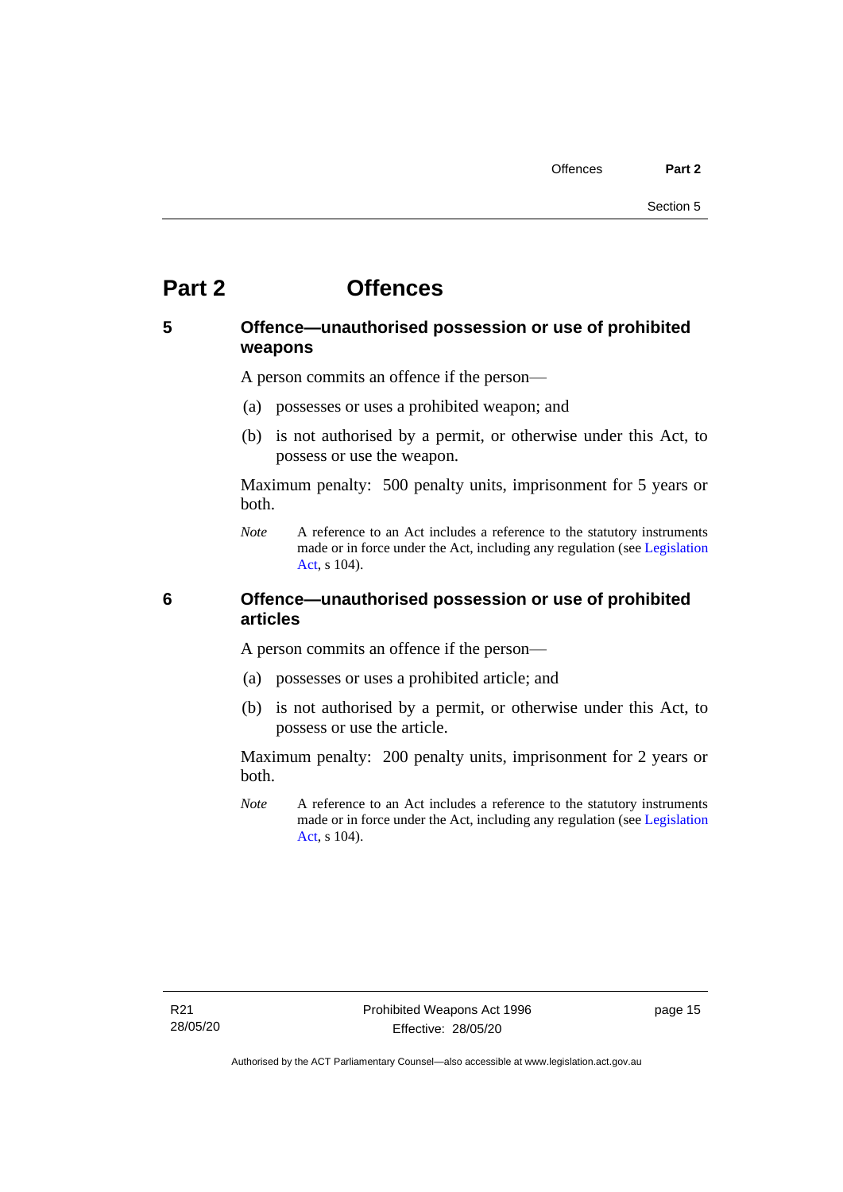# Part 2 Offences

## 5 Offence—unauthorised possession or use of prohibited weapons

A person commits an offence if the person—

(a) possesses or uses a prohibited weapon; and

(b) is not authorised by a permit, or otherwise under this Act, to possess or use the weapon.

Maximum penalty: 500 penalty units, imprisonment for 5 years or both.

*Note* A reference to an Act includes a reference to the statutory instruments made or in force under the Act, including any regulation (see Legislation Act, s 104).

## 6 Offence—unauthorised possession or use of prohibited articles

A person commits an offence if the person—

(a) possesses or uses a prohibited article; and

(b) is not authorised by a permit, or otherwise under this Act, to possess or use the article.

Maximum penalty: 200 penalty units, imprisonment for 2 years or both.

*Note* A reference to an Act includes a reference to the statutory instruments made or in force under the Act, including any regulation (see Legislation Act, s 104).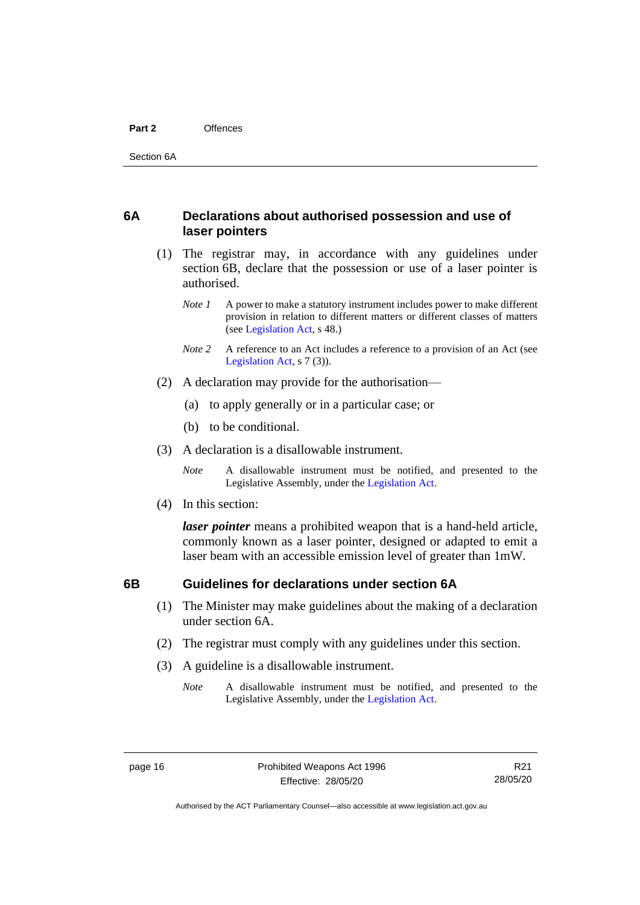## 6A Declarations about authorised possession and use of laser pointers

(1) The registrar may, in accordance with any guidelines under section 6B, declare that the possession or use of a laser pointer is authorised.

*Note 1* A power to make a statutory instrument includes power to make different provision in relation to different matters or different classes of matters (see Legislation Act, s 48.)

*Note 2* A reference to an Act includes a reference to a provision of an Act (see Legislation Act, s 7 (3)).

(2) A declaration may provide for the authorisation—

(a) to apply generally or in a particular case; or

(b) to be conditional.

(3) A declaration is a disallowable instrument.

*Note* A disallowable instrument must be notified, and presented to the Legislative Assembly, under the Legislation Act.

(4) In this section:

***laser pointer*** means a prohibited weapon that is a hand-held article, commonly known as a laser pointer, designed or adapted to emit a laser beam with an accessible emission level of greater than 1mW.

## 6B Guidelines for declarations under section 6A

(1) The Minister may make guidelines about the making of a declaration under section 6A.

(2) The registrar must comply with any guidelines under this section.

(3) A guideline is a disallowable instrument.

*Note* A disallowable instrument must be notified, and presented to the Legislative Assembly, under the Legislation Act.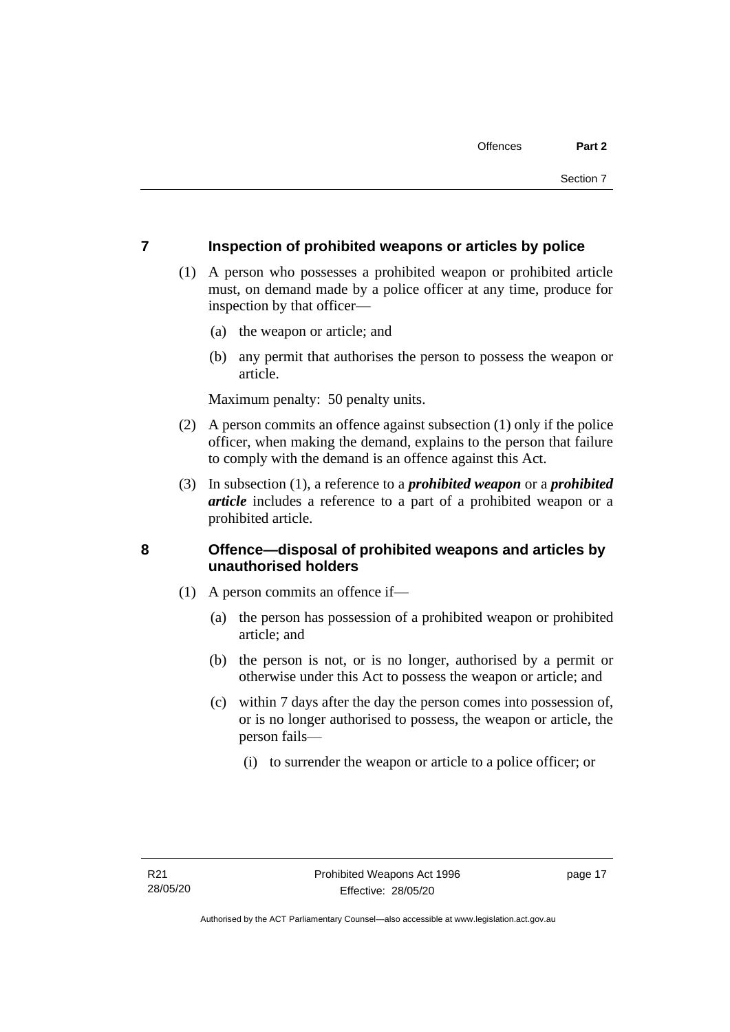## 7 Inspection of prohibited weapons or articles by police

(1) A person who possesses a prohibited weapon or prohibited article must, on demand made by a police officer at any time, produce for inspection by that officer—

(a) the weapon or article; and

(b) any permit that authorises the person to possess the weapon or article.

Maximum penalty: 50 penalty units.

(2) A person commits an offence against subsection (1) only if the police officer, when making the demand, explains to the person that failure to comply with the demand is an offence against this Act.

(3) In subsection (1), a reference to a ***prohibited weapon*** or a ***prohibited article*** includes a reference to a part of a prohibited weapon or a prohibited article.

## 8 Offence—disposal of prohibited weapons and articles by unauthorised holders

(1) A person commits an offence if—

(a) the person has possession of a prohibited weapon or prohibited article; and

(b) the person is not, or is no longer, authorised by a permit or otherwise under this Act to possess the weapon or article; and

(c) within 7 days after the day the person comes into possession of, or is no longer authorised to possess, the weapon or article, the person fails—

(i) to surrender the weapon or article to a police officer; or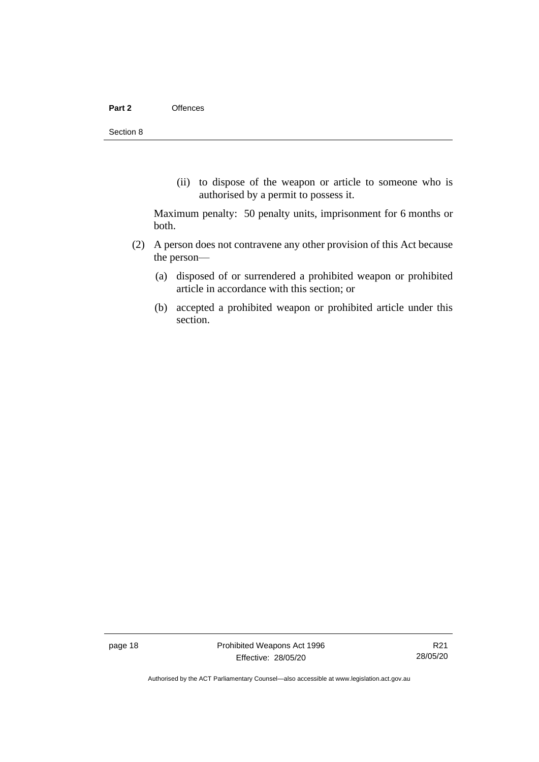(ii) to dispose of the weapon or article to someone who is authorised by a permit to possess it.

Maximum penalty: 50 penalty units, imprisonment for 6 months or both.

(2) A person does not contravene any other provision of this Act because the person—

(a) disposed of or surrendered a prohibited weapon or prohibited article in accordance with this section; or

(b) accepted a prohibited weapon or prohibited article under this section.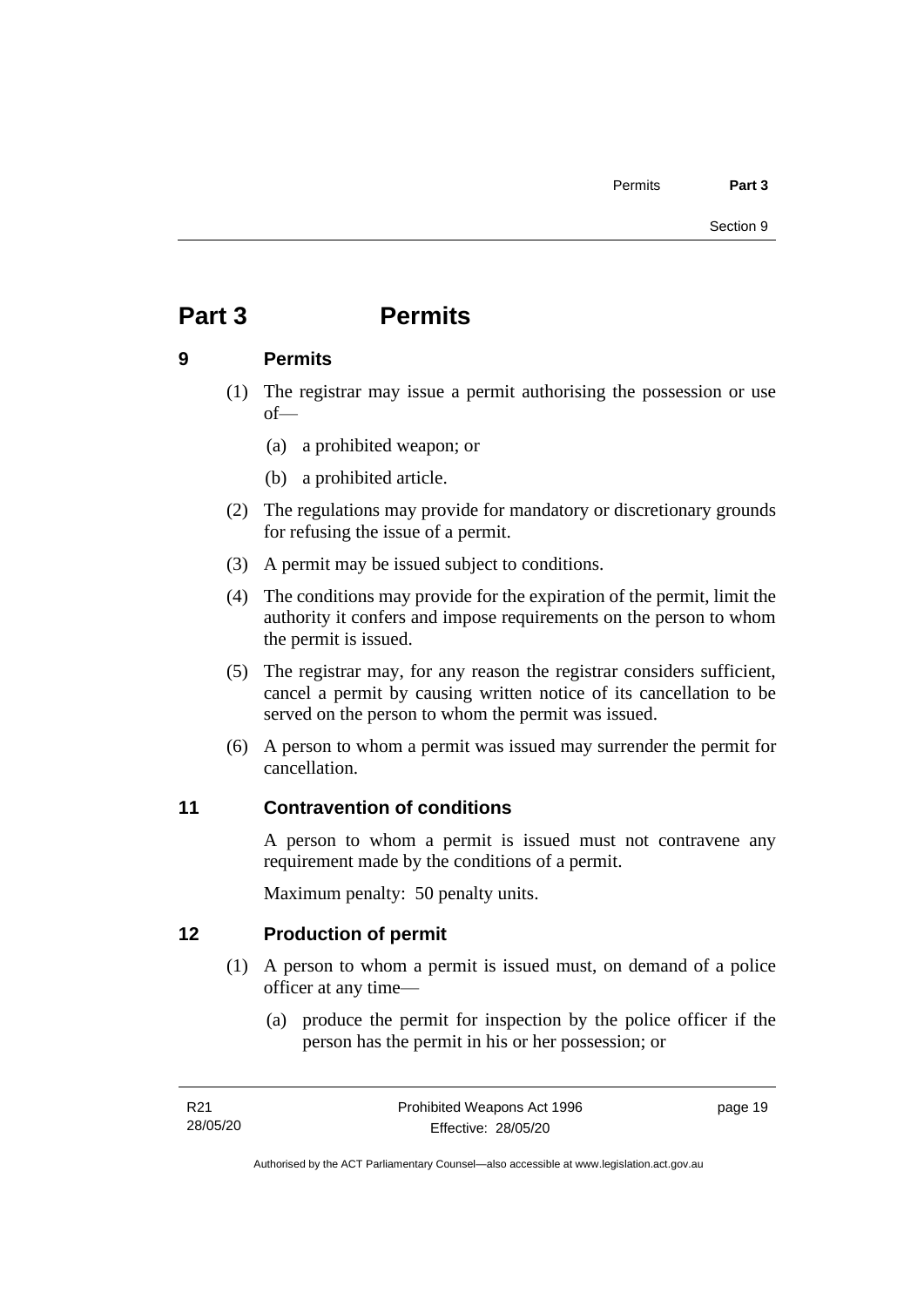# Part 3 Permits

## 9 Permits

(1) The registrar may issue a permit authorising the possession or use of—

(a) a prohibited weapon; or

(b) a prohibited article.

(2) The regulations may provide for mandatory or discretionary grounds for refusing the issue of a permit.

(3) A permit may be issued subject to conditions.

(4) The conditions may provide for the expiration of the permit, limit the authority it confers and impose requirements on the person to whom the permit is issued.

(5) The registrar may, for any reason the registrar considers sufficient, cancel a permit by causing written notice of its cancellation to be served on the person to whom the permit was issued.

(6) A person to whom a permit was issued may surrender the permit for cancellation.

## 11 Contravention of conditions

A person to whom a permit is issued must not contravene any requirement made by the conditions of a permit.

Maximum penalty: 50 penalty units.

## 12 Production of permit

(1) A person to whom a permit is issued must, on demand of a police officer at any time—

(a) produce the permit for inspection by the police officer if the person has the permit in his or her possession; or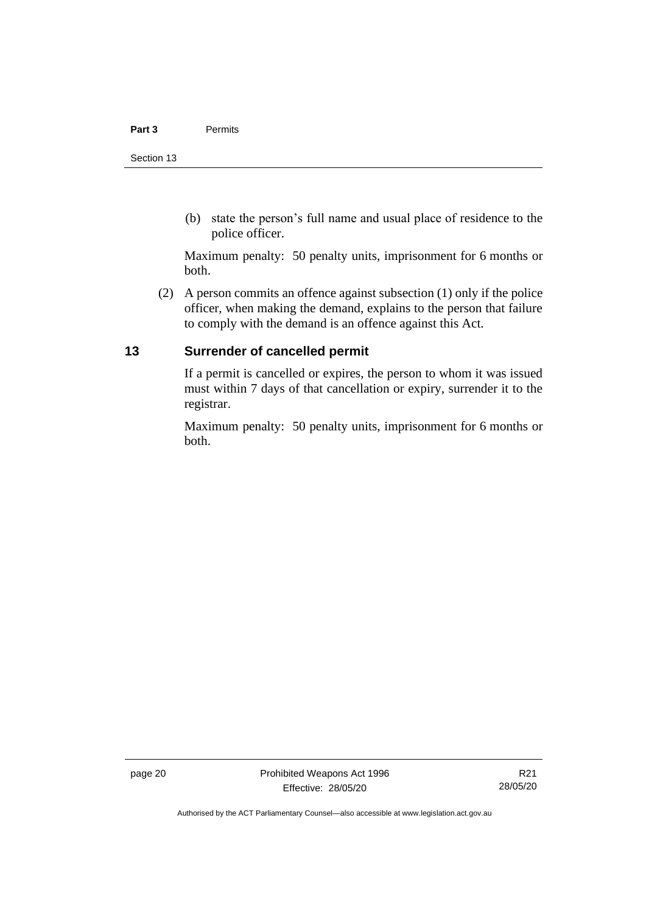(b) state the person's full name and usual place of residence to the police officer.

Maximum penalty: 50 penalty units, imprisonment for 6 months or both.

(2) A person commits an offence against subsection (1) only if the police officer, when making the demand, explains to the person that failure to comply with the demand is an offence against this Act.

## 13 Surrender of cancelled permit

If a permit is cancelled or expires, the person to whom it was issued must within 7 days of that cancellation or expiry, surrender it to the registrar.

Maximum penalty: 50 penalty units, imprisonment for 6 months or both.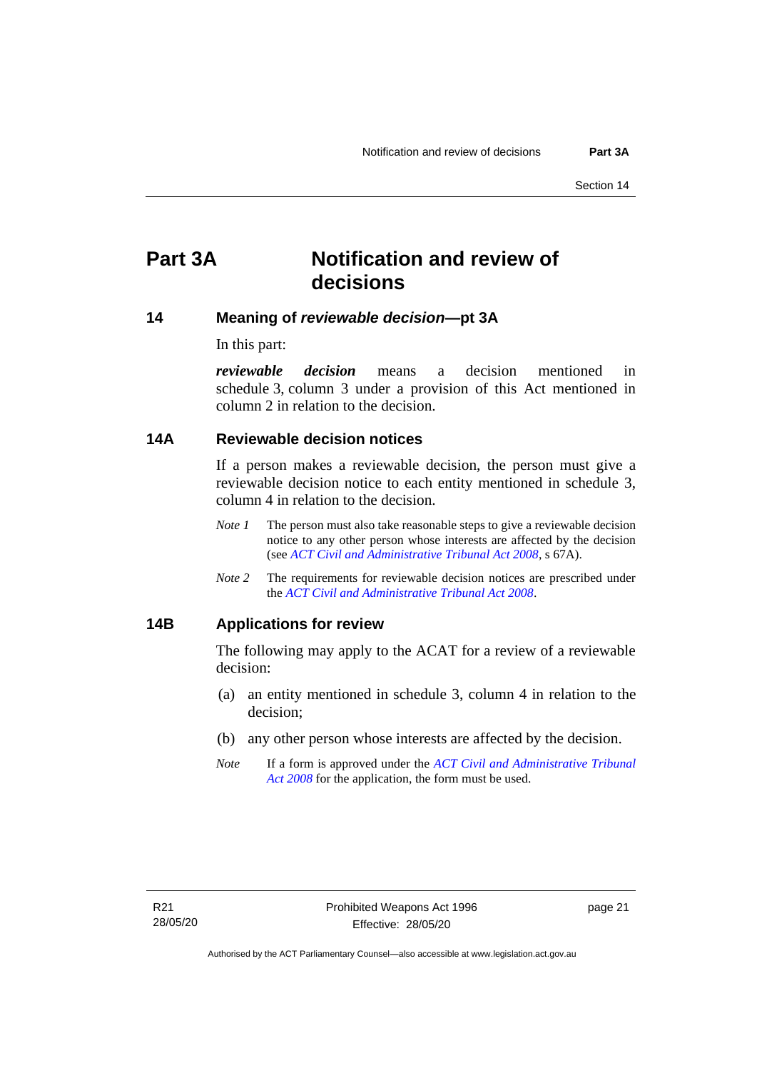# Part 3A Notification and review of decisions

## 14 Meaning of *reviewable decision*—pt 3A

In this part:

***reviewable decision*** means a decision mentioned in schedule 3, column 3 under a provision of this Act mentioned in column 2 in relation to the decision.

## 14A Reviewable decision notices

If a person makes a reviewable decision, the person must give a reviewable decision notice to each entity mentioned in schedule 3, column 4 in relation to the decision.

*Note 1* The person must also take reasonable steps to give a reviewable decision notice to any other person whose interests are affected by the decision (see *ACT Civil and Administrative Tribunal Act 2008*, s 67A).

*Note 2* The requirements for reviewable decision notices are prescribed under the *ACT Civil and Administrative Tribunal Act 2008*.

## 14B Applications for review

The following may apply to the ACAT for a review of a reviewable decision:

(a) an entity mentioned in schedule 3, column 4 in relation to the decision;

(b) any other person whose interests are affected by the decision.

*Note* If a form is approved under the *ACT Civil and Administrative Tribunal Act 2008* for the application, the form must be used.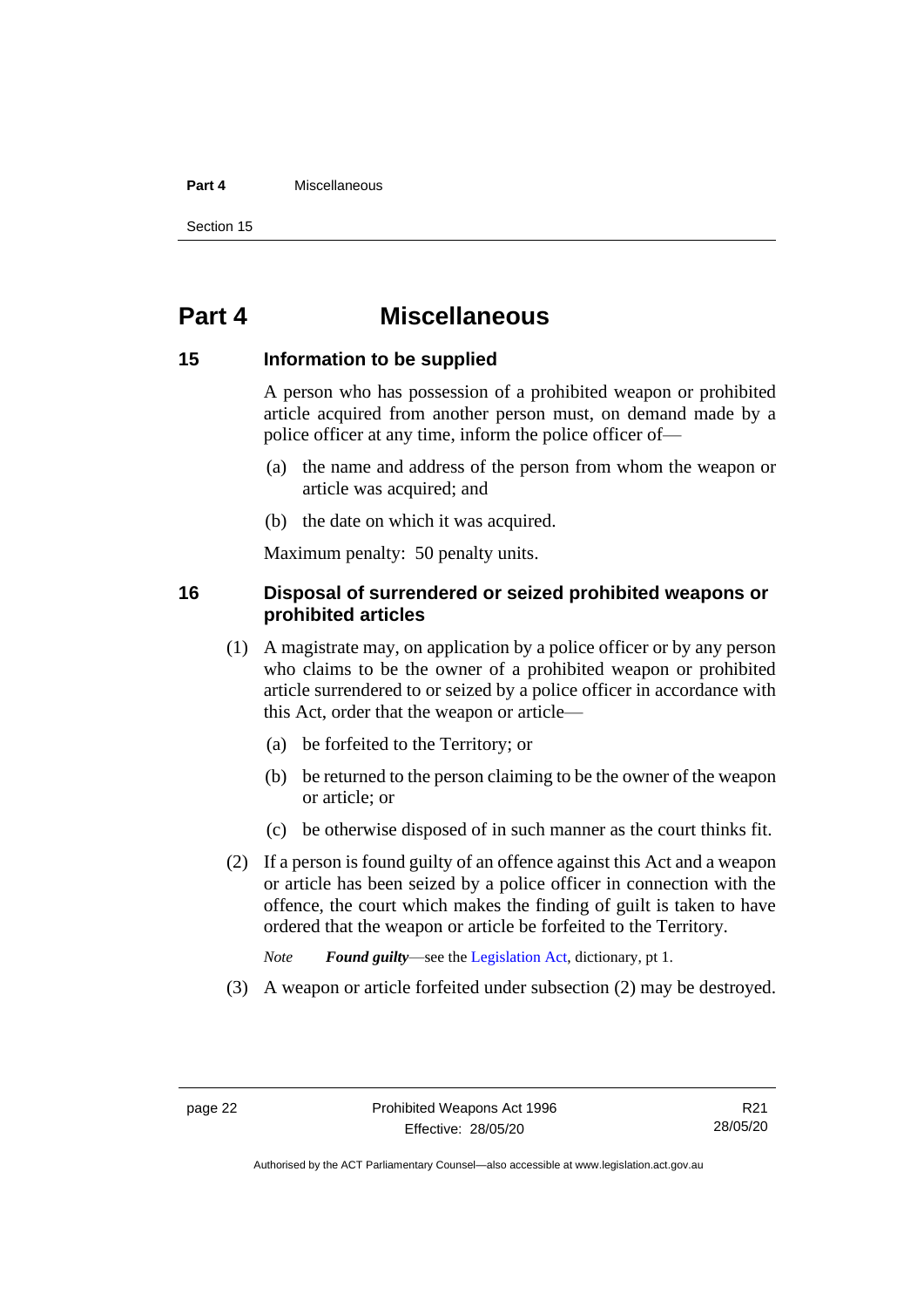# Part 4 Miscellaneous

## 15 Information to be supplied

A person who has possession of a prohibited weapon or prohibited article acquired from another person must, on demand made by a police officer at any time, inform the police officer of—

(a) the name and address of the person from whom the weapon or article was acquired; and

(b) the date on which it was acquired.

Maximum penalty: 50 penalty units.

## 16 Disposal of surrendered or seized prohibited weapons or prohibited articles

(1) A magistrate may, on application by a police officer or by any person who claims to be the owner of a prohibited weapon or prohibited article surrendered to or seized by a police officer in accordance with this Act, order that the weapon or article—

(a) be forfeited to the Territory; or

(b) be returned to the person claiming to be the owner of the weapon or article; or

(c) be otherwise disposed of in such manner as the court thinks fit.

(2) If a person is found guilty of an offence against this Act and a weapon or article has been seized by a police officer in connection with the offence, the court which makes the finding of guilt is taken to have ordered that the weapon or article be forfeited to the Territory.

*Note* ***Found guilty***—see the Legislation Act, dictionary, pt 1.

(3) A weapon or article forfeited under subsection (2) may be destroyed.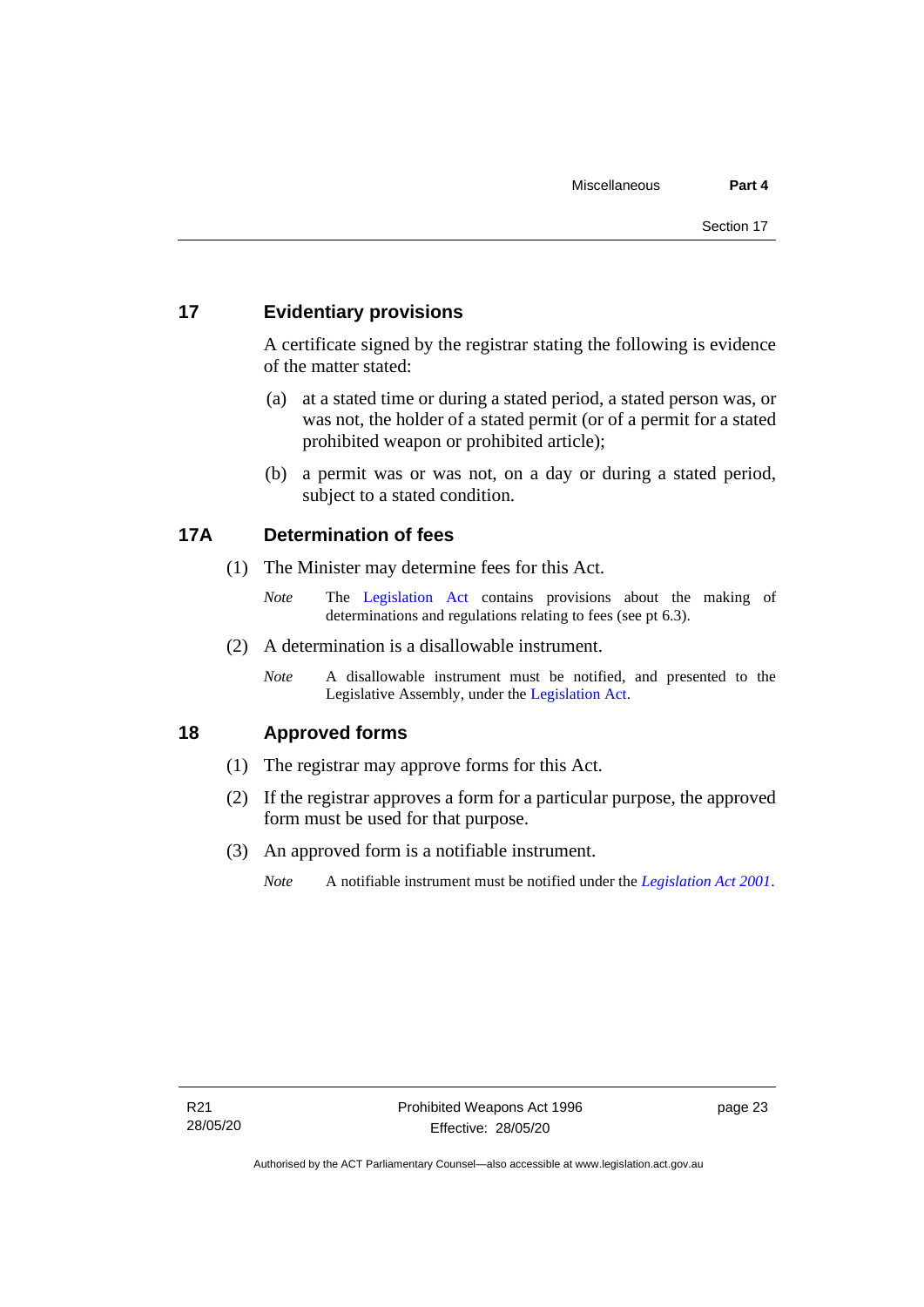## 17 Evidentiary provisions

A certificate signed by the registrar stating the following is evidence of the matter stated:

(a) at a stated time or during a stated period, a stated person was, or was not, the holder of a stated permit (or of a permit for a stated prohibited weapon or prohibited article);

(b) a permit was or was not, on a day or during a stated period, subject to a stated condition.

## 17A Determination of fees

(1) The Minister may determine fees for this Act.

*Note* The Legislation Act contains provisions about the making of determinations and regulations relating to fees (see pt 6.3).

(2) A determination is a disallowable instrument.

*Note* A disallowable instrument must be notified, and presented to the Legislative Assembly, under the Legislation Act.

## 18 Approved forms

(1) The registrar may approve forms for this Act.

(2) If the registrar approves a form for a particular purpose, the approved form must be used for that purpose.

(3) An approved form is a notifiable instrument.

*Note* A notifiable instrument must be notified under the *Legislation Act 2001*.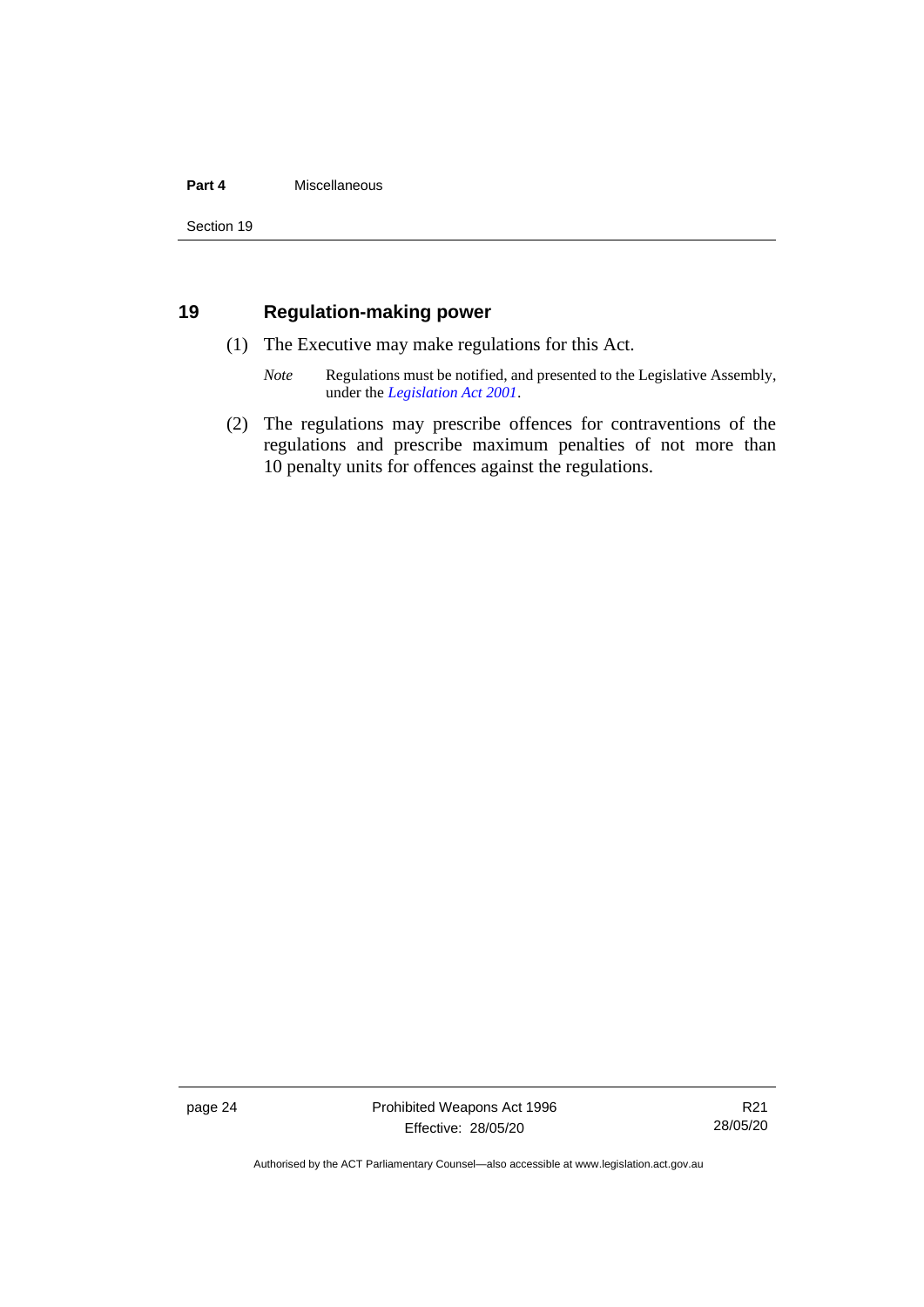## 19 Regulation-making power

(1) The Executive may make regulations for this Act.

*Note* Regulations must be notified, and presented to the Legislative Assembly, under the *Legislation Act 2001*.

(2) The regulations may prescribe offences for contraventions of the regulations and prescribe maximum penalties of not more than 10 penalty units for offences against the regulations.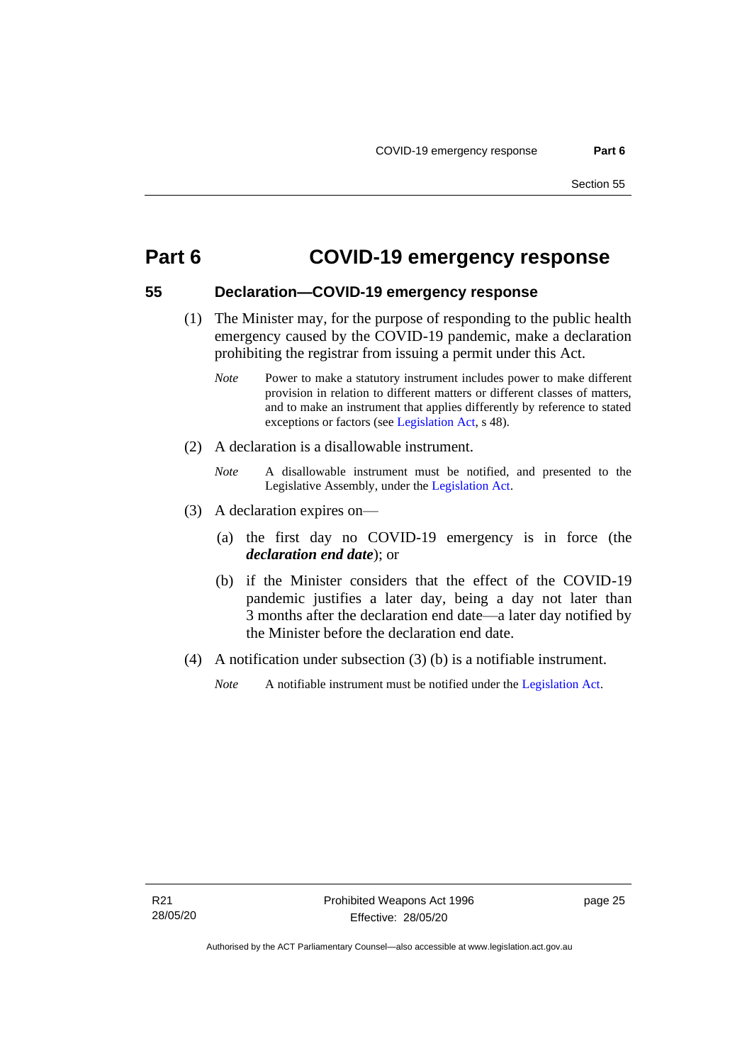# Part 6 COVID-19 emergency response

## 55 Declaration—COVID-19 emergency response

(1) The Minister may, for the purpose of responding to the public health emergency caused by the COVID-19 pandemic, make a declaration prohibiting the registrar from issuing a permit under this Act.

*Note* Power to make a statutory instrument includes power to make different provision in relation to different matters or different classes of matters, and to make an instrument that applies differently by reference to stated exceptions or factors (see Legislation Act, s 48).

(2) A declaration is a disallowable instrument.

*Note* A disallowable instrument must be notified, and presented to the Legislative Assembly, under the Legislation Act.

(3) A declaration expires on—

(a) the first day no COVID-19 emergency is in force (the ***declaration end date***); or

(b) if the Minister considers that the effect of the COVID-19 pandemic justifies a later day, being a day not later than 3 months after the declaration end date—a later day notified by the Minister before the declaration end date.

(4) A notification under subsection (3) (b) is a notifiable instrument.

*Note* A notifiable instrument must be notified under the Legislation Act.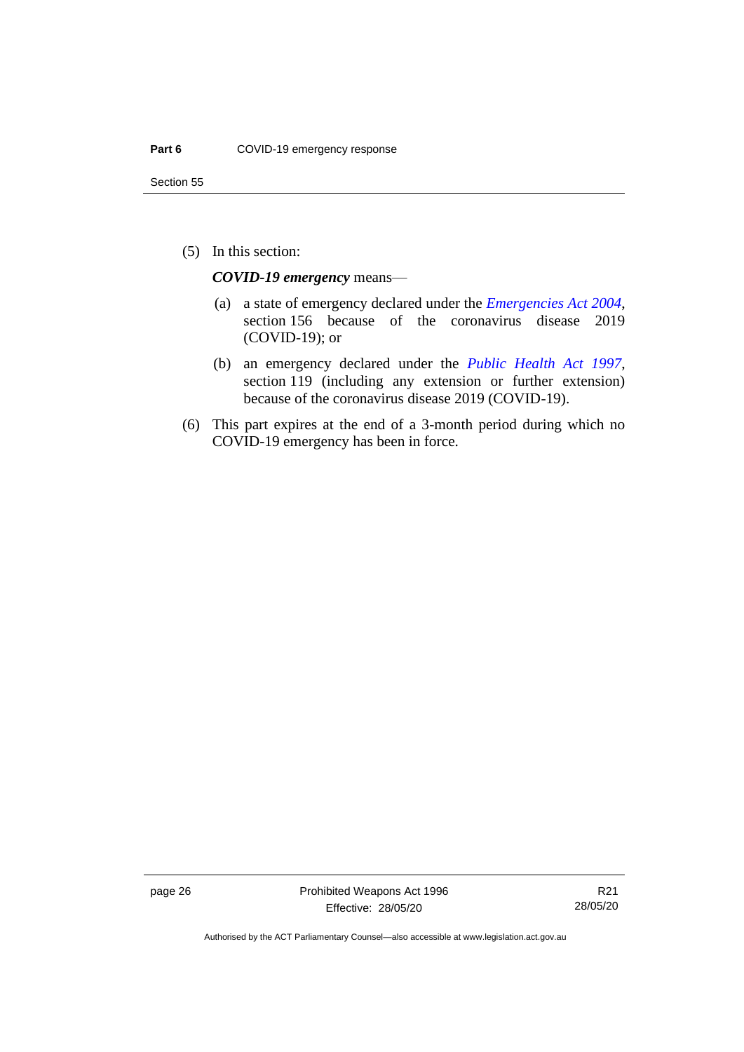(5) In this section:

***COVID-19 emergency*** means—

(a) a state of emergency declared under the *Emergencies Act 2004*, section 156 because of the coronavirus disease 2019 (COVID-19); or

(b) an emergency declared under the *Public Health Act 1997*, section 119 (including any extension or further extension) because of the coronavirus disease 2019 (COVID-19).

(6) This part expires at the end of a 3-month period during which no COVID-19 emergency has been in force.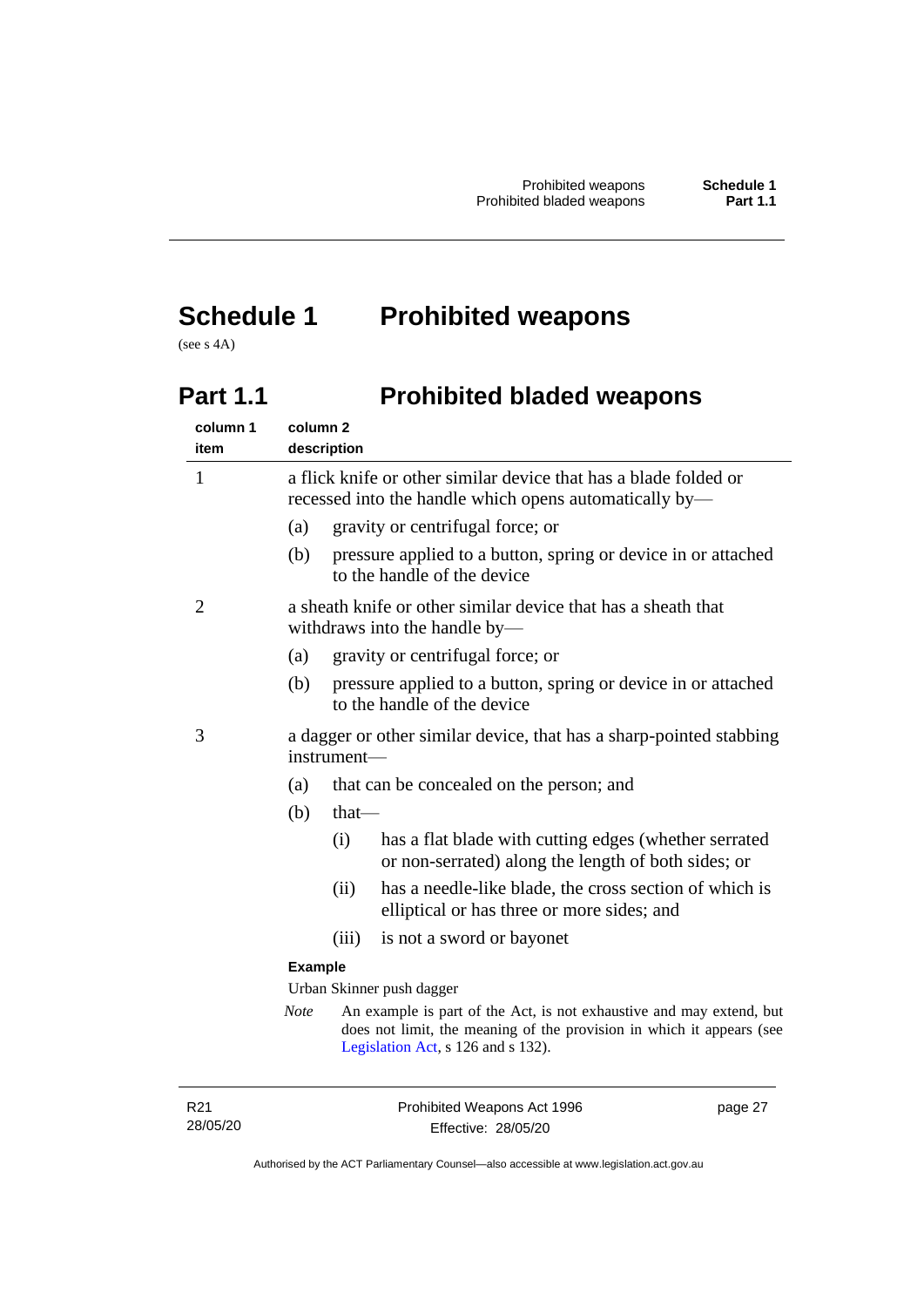# Schedule 1 Prohibited weapons

(see s 4A)

## Part 1.1 Prohibited bladed weapons

| column 1 item | column 2 description |
|---|---|
| 1 | a flick knife or other similar device that has a blade folded or recessed into the handle which opens automatically by—<br>(a) gravity or centrifugal force; or<br>(b) pressure applied to a button, spring or device in or attached to the handle of the device |
| 2 | a sheath knife or other similar device that has a sheath that withdraws into the handle by—<br>(a) gravity or centrifugal force; or<br>(b) pressure applied to a button, spring or device in or attached to the handle of the device |
| 3 | a dagger or other similar device, that has a sharp-pointed stabbing instrument—<br>(a) that can be concealed on the person; and<br>(b) that—<br>(i) has a flat blade with cutting edges (whether serrated or non-serrated) along the length of both sides; or<br>(ii) has a needle-like blade, the cross section of which is elliptical or has three or more sides; and<br>(iii) is not a sword or bayonet<br>**Example**<br>Urban Skinner push dagger<br>*Note* An example is part of the Act, is not exhaustive and may extend, but does not limit, the meaning of the provision in which it appears (see Legislation Act, s 126 and s 132). |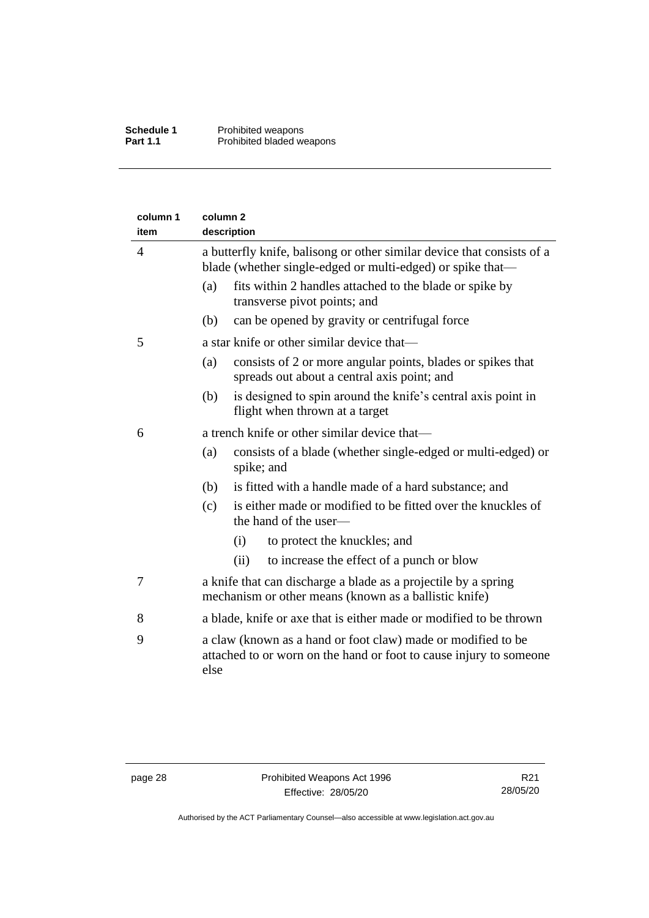| column 1 item | column 2 description |
|---|---|
| 4 | a butterfly knife, balisong or other similar device that consists of a blade (whether single-edged or multi-edged) or spike that—<br>(a) fits within 2 handles attached to the blade or spike by transverse pivot points; and<br>(b) can be opened by gravity or centrifugal force |
| 5 | a star knife or other similar device that—<br>(a) consists of 2 or more angular points, blades or spikes that spreads out about a central axis point; and<br>(b) is designed to spin around the knife's central axis point in flight when thrown at a target |
| 6 | a trench knife or other similar device that—<br>(a) consists of a blade (whether single-edged or multi-edged) or spike; and<br>(b) is fitted with a handle made of a hard substance; and<br>(c) is either made or modified to be fitted over the knuckles of the hand of the user—<br>(i) to protect the knuckles; and<br>(ii) to increase the effect of a punch or blow |
| 7 | a knife that can discharge a blade as a projectile by a spring mechanism or other means (known as a ballistic knife) |
| 8 | a blade, knife or axe that is either made or modified to be thrown |
| 9 | a claw (known as a hand or foot claw) made or modified to be attached to or worn on the hand or foot to cause injury to someone else |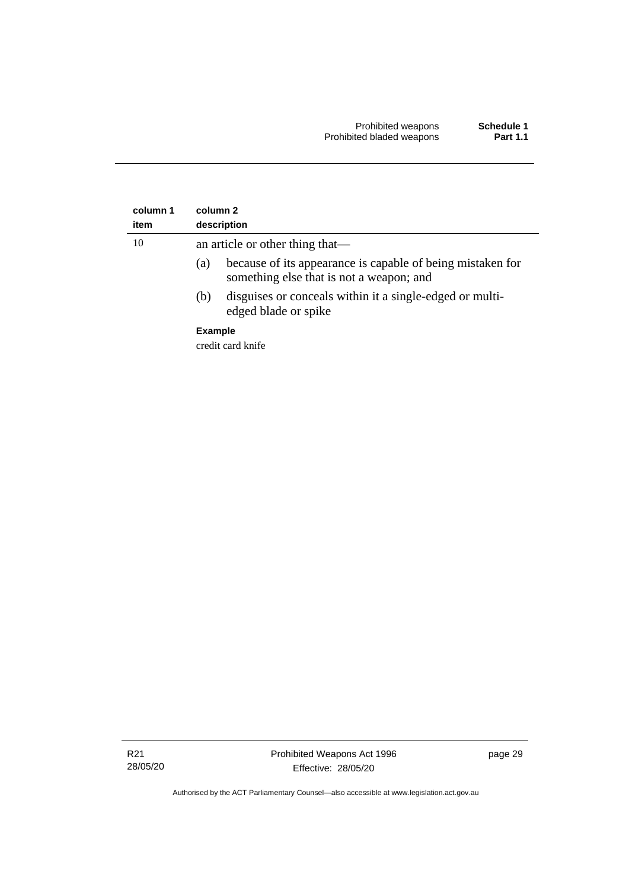| column 1 item | column 2 description |
|---|---|
| 10 | an article or other thing that—<br>(a) because of its appearance is capable of being mistaken for something else that is not a weapon; and<br>(b) disguises or conceals within it a single-edged or multi-edged blade or spike<br>**Example**<br>credit card knife |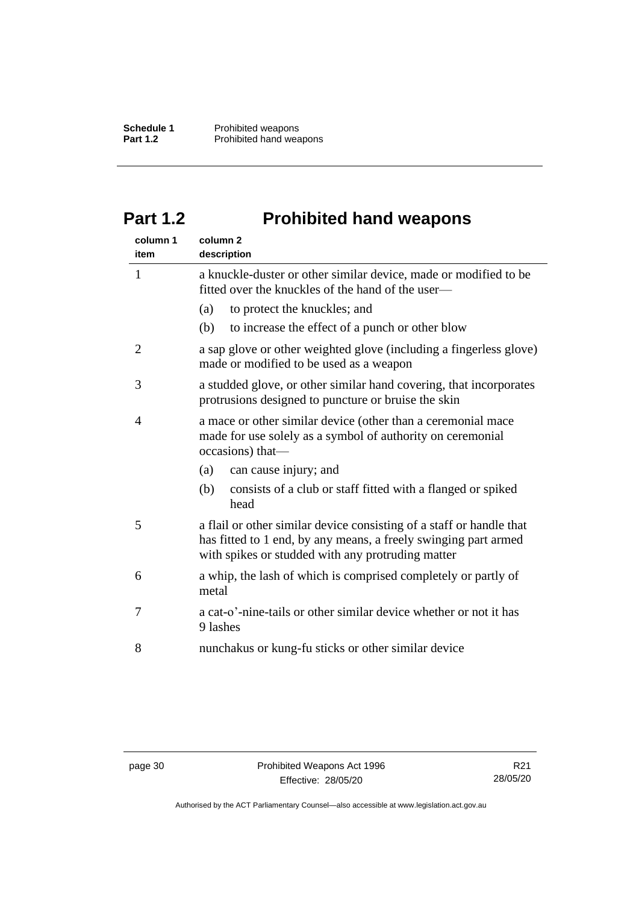# Part 1.2 Prohibited hand weapons

| column 1 item | column 2 description |
|---|---|
| 1 | a knuckle-duster or other similar device, made or modified to be fitted over the knuckles of the hand of the user—<br>(a) to protect the knuckles; and<br>(b) to increase the effect of a punch or other blow |
| 2 | a sap glove or other weighted glove (including a fingerless glove) made or modified to be used as a weapon |
| 3 | a studded glove, or other similar hand covering, that incorporates protrusions designed to puncture or bruise the skin |
| 4 | a mace or other similar device (other than a ceremonial mace made for use solely as a symbol of authority on ceremonial occasions) that—<br>(a) can cause injury; and<br>(b) consists of a club or staff fitted with a flanged or spiked head |
| 5 | a flail or other similar device consisting of a staff or handle that has fitted to 1 end, by any means, a freely swinging part armed with spikes or studded with any protruding matter |
| 6 | a whip, the lash of which is comprised completely or partly of metal |
| 7 | a cat-o'-nine-tails or other similar device whether or not it has 9 lashes |
| 8 | nunchakus or kung-fu sticks or other similar device |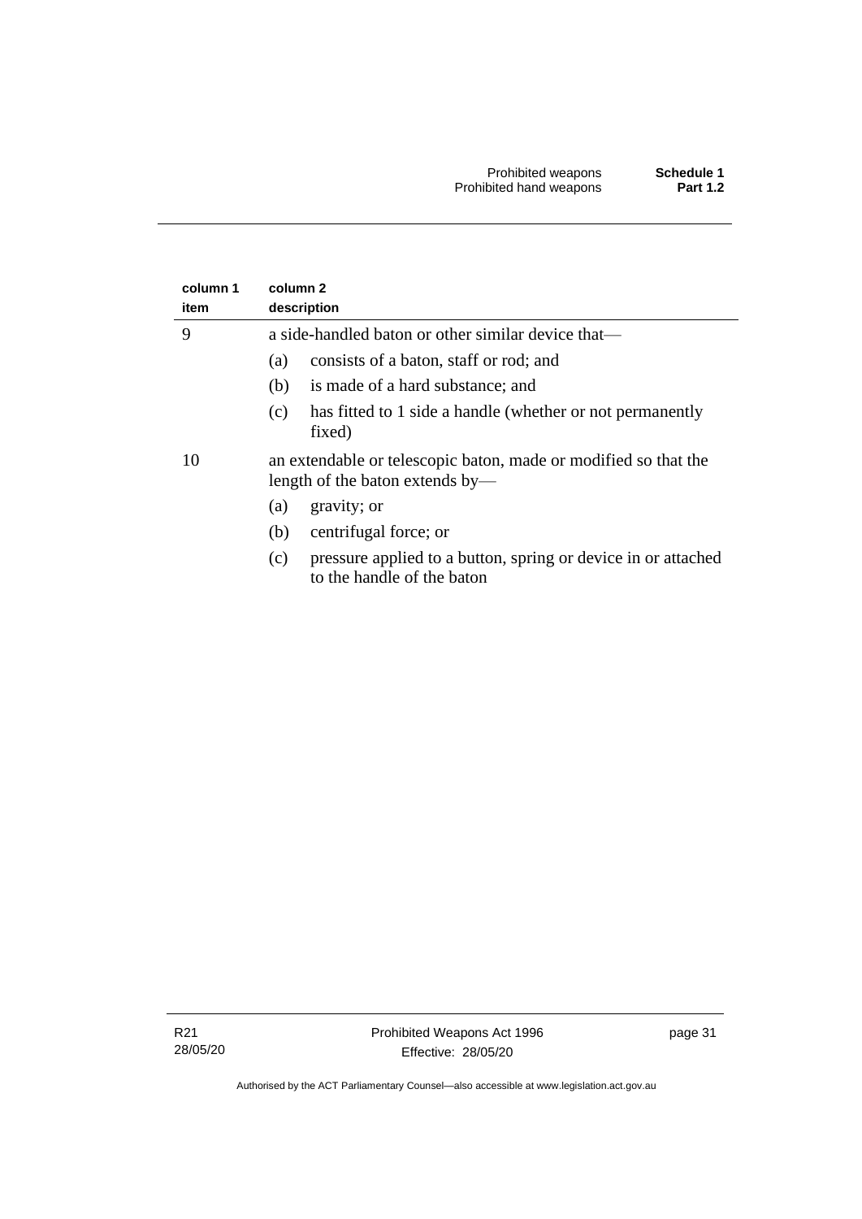| column 1 item | column 2 description |
|---|---|
| 9 | a side-handled baton or other similar device that—<br>(a) consists of a baton, staff or rod; and<br>(b) is made of a hard substance; and<br>(c) has fitted to 1 side a handle (whether or not permanently fixed) |
| 10 | an extendable or telescopic baton, made or modified so that the length of the baton extends by—<br>(a) gravity; or<br>(b) centrifugal force; or<br>(c) pressure applied to a button, spring or device in or attached to the handle of the baton |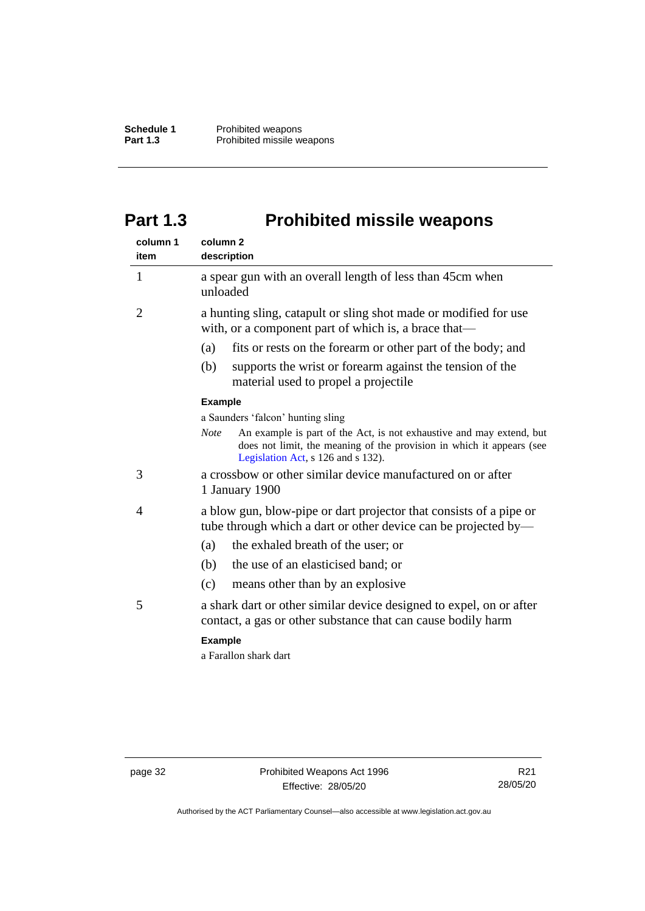# Part 1.3 Prohibited missile weapons

| column 1 item | column 2 description |
|---|---|
| 1 | a spear gun with an overall length of less than 45cm when unloaded |
| 2 | a hunting sling, catapult or sling shot made or modified for use with, or a component part of which is, a brace that—<br>(a) fits or rests on the forearm or other part of the body; and<br>(b) supports the wrist or forearm against the tension of the material used to propel a projectile<br>**Example**<br>a Saunders 'falcon' hunting sling<br>*Note* An example is part of the Act, is not exhaustive and may extend, but does not limit, the meaning of the provision in which it appears (see Legislation Act, s 126 and s 132). |
| 3 | a crossbow or other similar device manufactured on or after 1 January 1900 |
| 4 | a blow gun, blow-pipe or dart projector that consists of a pipe or tube through which a dart or other device can be projected by—<br>(a) the exhaled breath of the user; or<br>(b) the use of an elasticised band; or<br>(c) means other than by an explosive |
| 5 | a shark dart or other similar device designed to expel, on or after contact, a gas or other substance that can cause bodily harm<br>**Example**<br>a Farallon shark dart |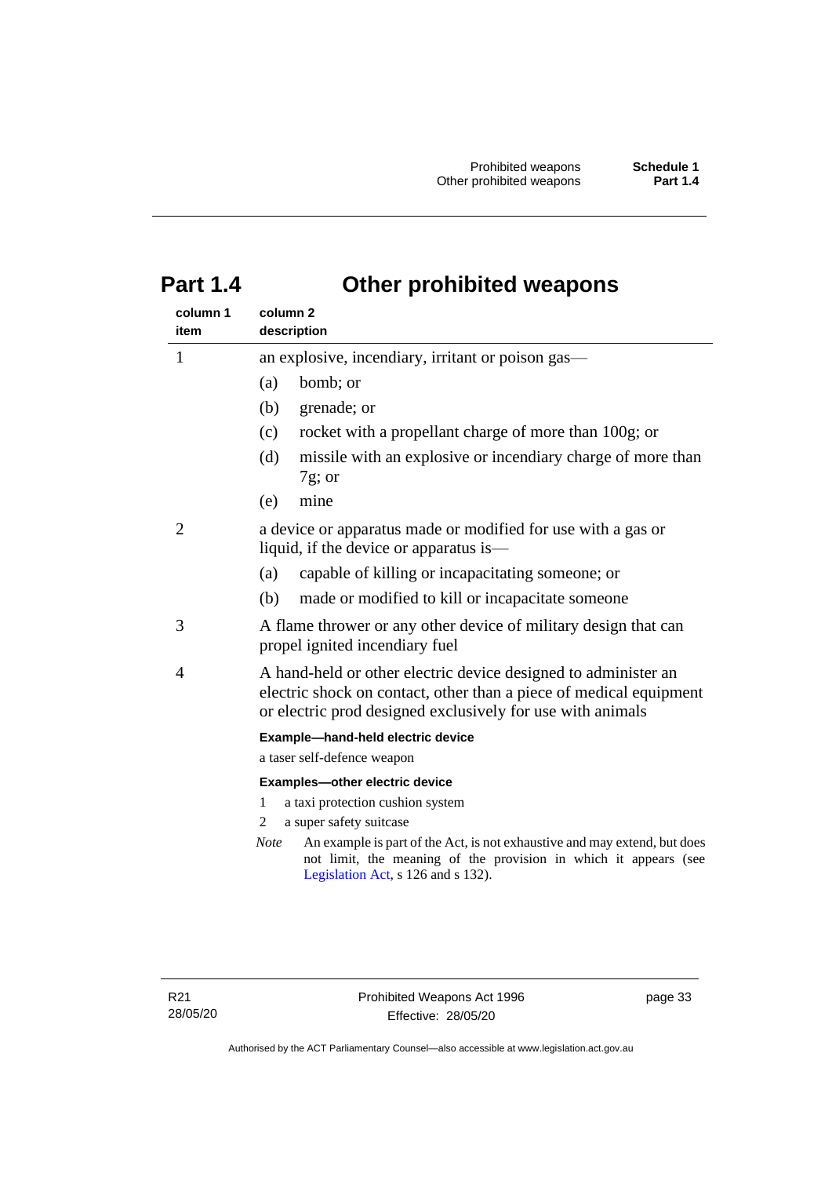# Part 1.4 Other prohibited weapons

| column 1 item | column 2 description |
|---|---|
| 1 | an explosive, incendiary, irritant or poison gas—<br>(a) bomb; or<br>(b) grenade; or<br>(c) rocket with a propellant charge of more than 100g; or<br>(d) missile with an explosive or incendiary charge of more than 7g; or<br>(e) mine |
| 2 | a device or apparatus made or modified for use with a gas or liquid, if the device or apparatus is—<br>(a) capable of killing or incapacitating someone; or<br>(b) made or modified to kill or incapacitate someone |
| 3 | A flame thrower or any other device of military design that can propel ignited incendiary fuel |
| 4 | A hand-held or other electric device designed to administer an electric shock on contact, other than a piece of medical equipment or electric prod designed exclusively for use with animals<br>**Example—hand-held electric device**<br>a taser self-defence weapon<br>**Examples—other electric device**<br>1 a taxi protection cushion system<br>2 a super safety suitcase<br>*Note* An example is part of the Act, is not exhaustive and may extend, but does not limit, the meaning of the provision in which it appears (see Legislation Act, s 126 and s 132). |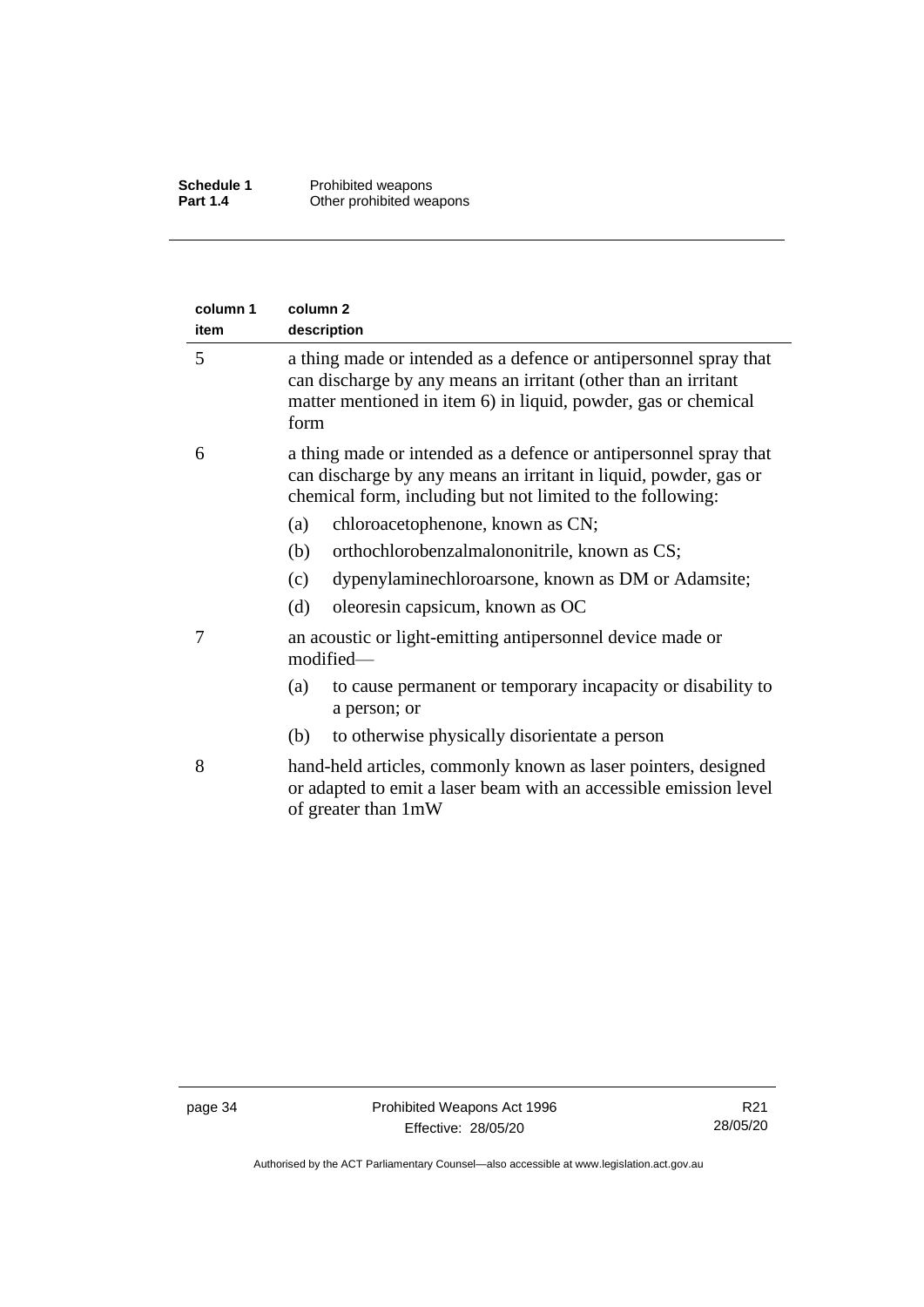| column 1 item | column 2 description |
|---|---|
| 5 | a thing made or intended as a defence or antipersonnel spray that can discharge by any means an irritant (other than an irritant matter mentioned in item 6) in liquid, powder, gas or chemical form |
| 6 | a thing made or intended as a defence or antipersonnel spray that can discharge by any means an irritant in liquid, powder, gas or chemical form, including but not limited to the following:<br>(a) chloroacetophenone, known as CN;<br>(b) orthochlorobenzalmalononitrile, known as CS;<br>(c) dypenylaminechloroarsone, known as DM or Adamsite;<br>(d) oleoresin capsicum, known as OC |
| 7 | an acoustic or light-emitting antipersonnel device made or modified—<br>(a) to cause permanent or temporary incapacity or disability to a person; or<br>(b) to otherwise physically disorientate a person |
| 8 | hand-held articles, commonly known as laser pointers, designed or adapted to emit a laser beam with an accessible emission level of greater than 1mW |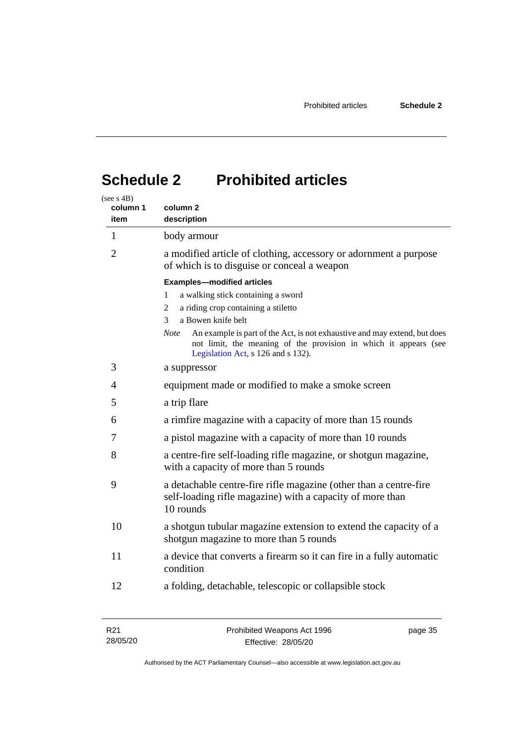# Schedule 2 Prohibited articles

(see s 4B)

| column 1 item | column 2 description |
|---|---|
| 1 | body armour |
| 2 | a modified article of clothing, accessory or adornment a purpose of which is to disguise or conceal a weapon<br><br>**Examples—modified articles**<br>1 a walking stick containing a sword<br>2 a riding crop containing a stiletto<br>3 a Bowen knife belt<br><br>*Note* An example is part of the Act, is not exhaustive and may extend, but does not limit, the meaning of the provision in which it appears (see Legislation Act, s 126 and s 132). |
| 3 | a suppressor |
| 4 | equipment made or modified to make a smoke screen |
| 5 | a trip flare |
| 6 | a rimfire magazine with a capacity of more than 15 rounds |
| 7 | a pistol magazine with a capacity of more than 10 rounds |
| 8 | a centre-fire self-loading rifle magazine, or shotgun magazine, with a capacity of more than 5 rounds |
| 9 | a detachable centre-fire rifle magazine (other than a centre-fire self-loading rifle magazine) with a capacity of more than 10 rounds |
| 10 | a shotgun tubular magazine extension to extend the capacity of a shotgun magazine to more than 5 rounds |
| 11 | a device that converts a firearm so it can fire in a fully automatic condition |
| 12 | a folding, detachable, telescopic or collapsible stock |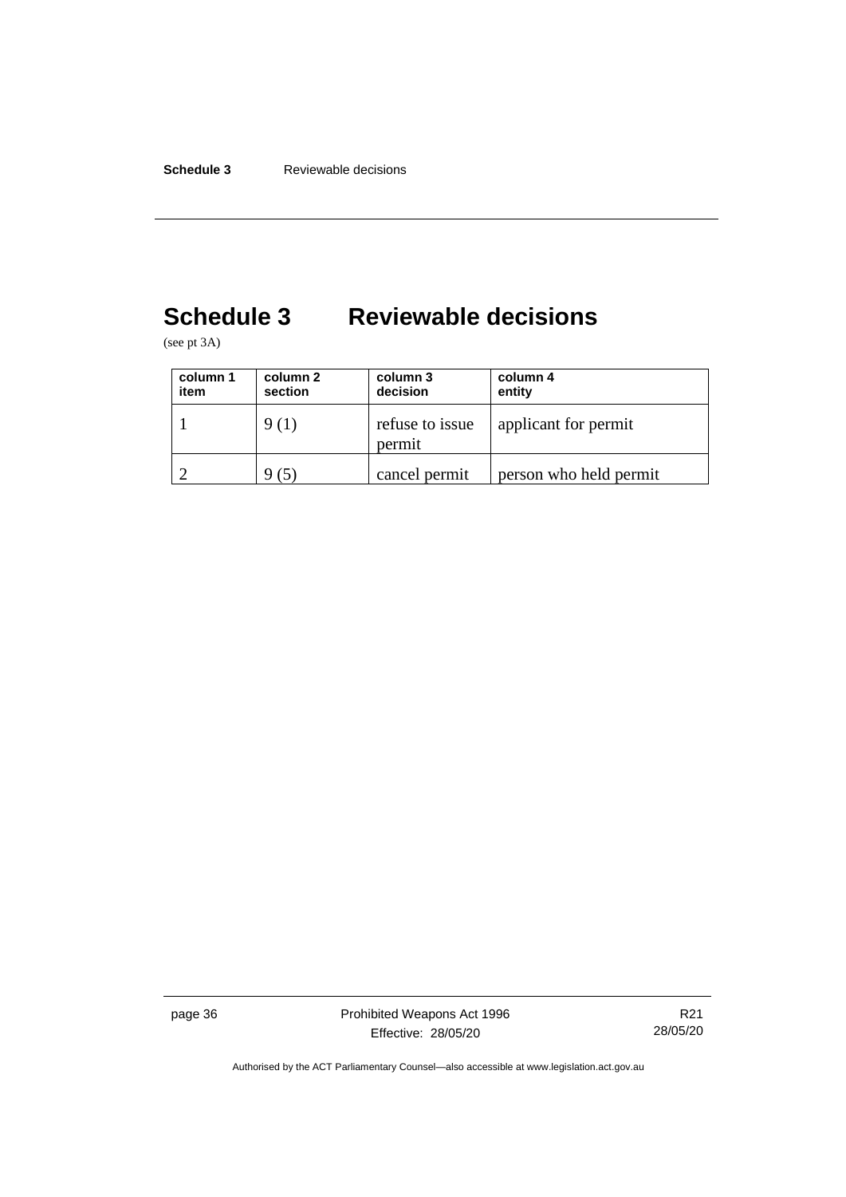# Schedule 3 Reviewable decisions

(see pt 3A)

| column 1 item | column 2 section | column 3 decision | column 4 entity |
|---|---|---|---|
| 1 | 9 (1) | refuse to issue permit | applicant for permit |
| 2 | 9 (5) | cancel permit | person who held permit |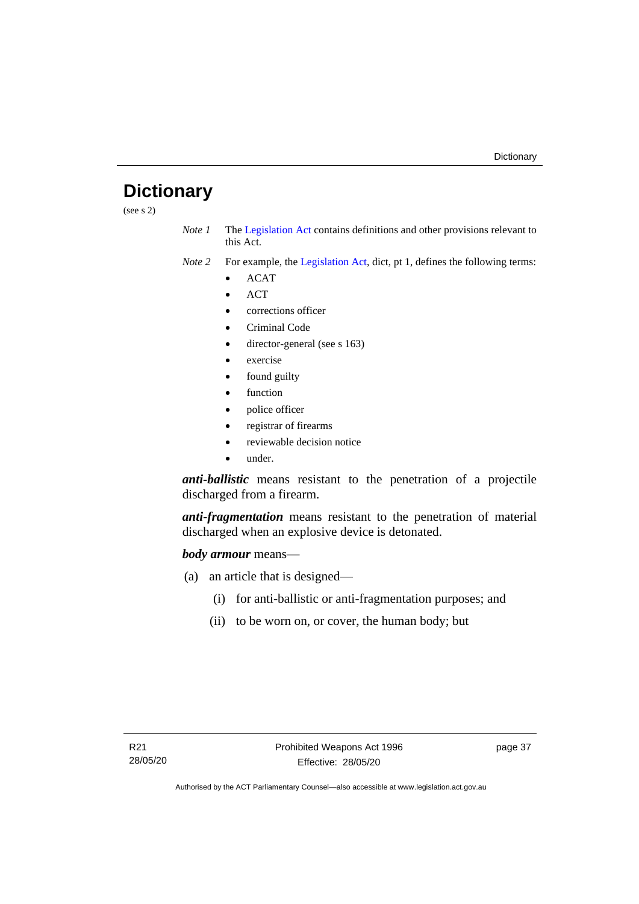# Dictionary

(see s 2)

*Note 1* The Legislation Act contains definitions and other provisions relevant to this Act.

*Note 2* For example, the Legislation Act, dict, pt 1, defines the following terms:

- ACAT
- ACT
- corrections officer
- Criminal Code
- director-general (see s 163)
- exercise
- found guilty
- function
- police officer
- registrar of firearms
- reviewable decision notice
- under.

***anti-ballistic*** means resistant to the penetration of a projectile discharged from a firearm.

***anti-fragmentation*** means resistant to the penetration of material discharged when an explosive device is detonated.

***body armour*** means—

(a) an article that is designed—

(i) for anti-ballistic or anti-fragmentation purposes; and

(ii) to be worn on, or cover, the human body; but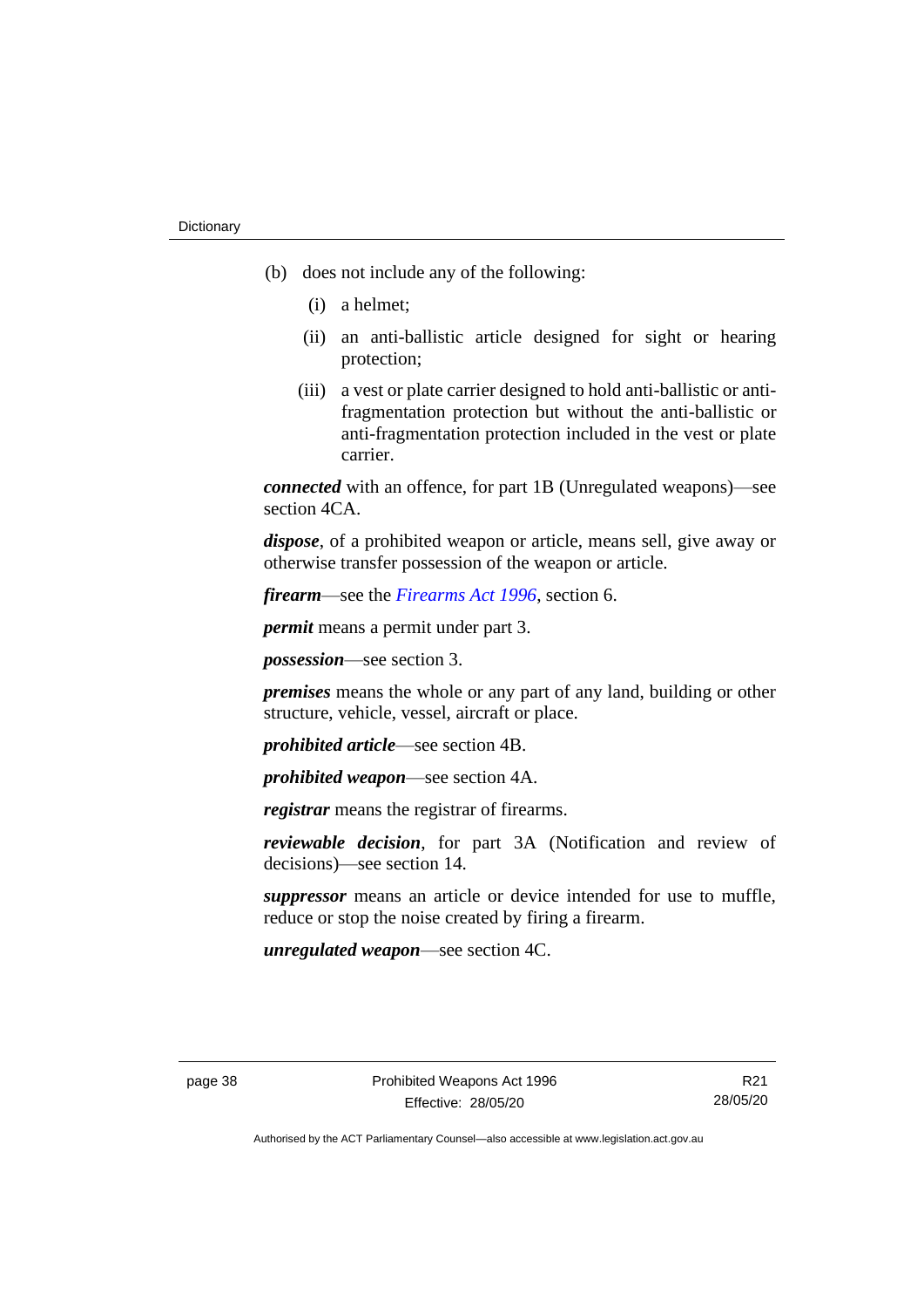(b) does not include any of the following:

  (i) a helmet;

  (ii) an anti-ballistic article designed for sight or hearing protection;

  (iii) a vest or plate carrier designed to hold anti-ballistic or anti-fragmentation protection but without the anti-ballistic or anti-fragmentation protection included in the vest or plate carrier.

***connected*** with an offence, for part 1B (Unregulated weapons)—see section 4CA.

***dispose***, of a prohibited weapon or article, means sell, give away or otherwise transfer possession of the weapon or article.

***firearm***—see the *Firearms Act 1996*, section 6.

***permit*** means a permit under part 3.

***possession***—see section 3.

***premises*** means the whole or any part of any land, building or other structure, vehicle, vessel, aircraft or place.

***prohibited article***—see section 4B.

***prohibited weapon***—see section 4A.

***registrar*** means the registrar of firearms.

***reviewable decision***, for part 3A (Notification and review of decisions)—see section 14.

***suppressor*** means an article or device intended for use to muffle, reduce or stop the noise created by firing a firearm.

***unregulated weapon***—see section 4C.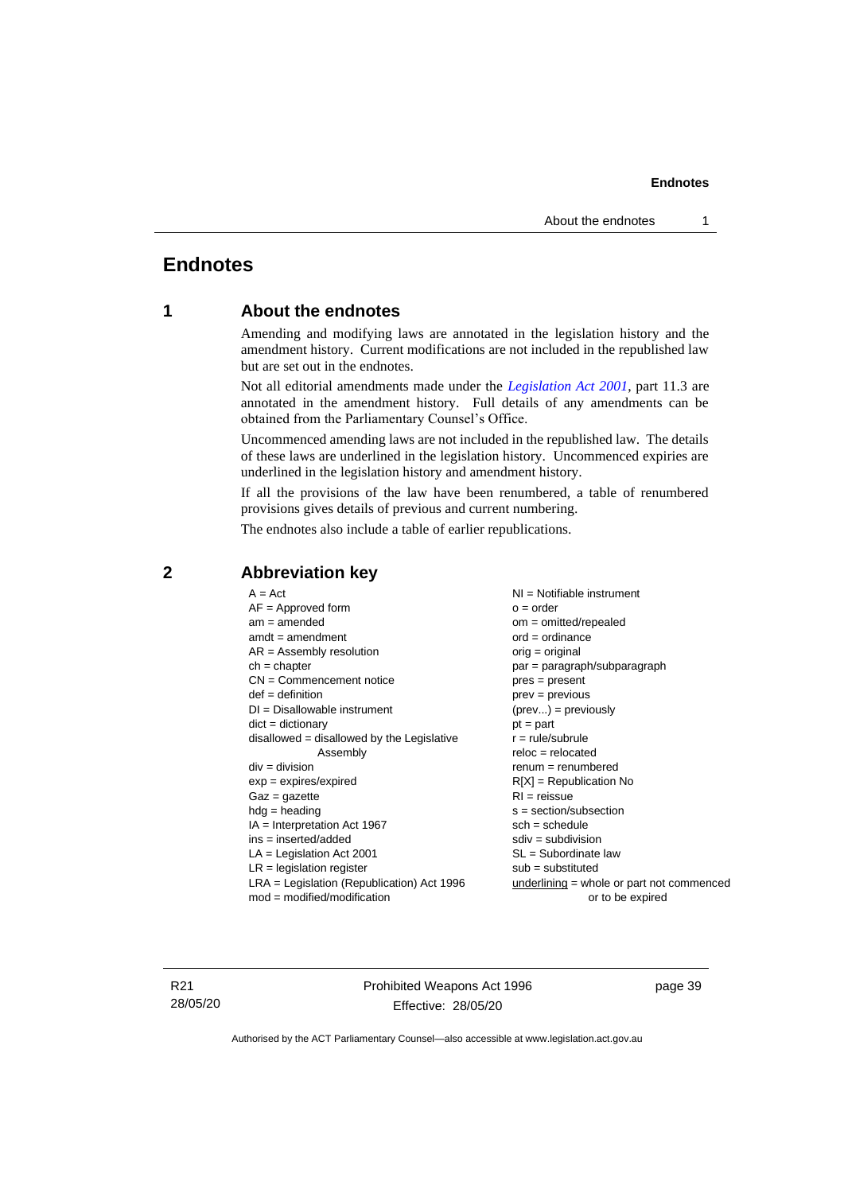# Endnotes

## 1 About the endnotes

Amending and modifying laws are annotated in the legislation history and the amendment history. Current modifications are not included in the republished law but are set out in the endnotes.

Not all editorial amendments made under the *Legislation Act 2001*, part 11.3 are annotated in the amendment history. Full details of any amendments can be obtained from the Parliamentary Counsel's Office.

Uncommenced amending laws are not included in the republished law. The details of these laws are underlined in the legislation history. Uncommenced expiries are underlined in the legislation history and amendment history.

If all the provisions of the law have been renumbered, a table of renumbered provisions gives details of previous and current numbering.

The endnotes also include a table of earlier republications.

## 2 Abbreviation key

A = Act
AF = Approved form
am = amended
amdt = amendment
AR = Assembly resolution
ch = chapter
CN = Commencement notice
def = definition
DI = Disallowable instrument
dict = dictionary
disallowed = disallowed by the Legislative Assembly
div = division
exp = expires/expired
Gaz = gazette
hdg = heading
IA = Interpretation Act 1967
ins = inserted/added
LA = Legislation Act 2001
LR = legislation register
LRA = Legislation (Republication) Act 1996
mod = modified/modification
NI = Notifiable instrument
o = order
om = omitted/repealed
ord = ordinance
orig = original
par = paragraph/subparagraph
pres = present
prev = previous
(prev...) = previously
pt = part
r = rule/subrule
reloc = relocated
renum = renumbered
R[X] = Republication No
RI = reissue
s = section/subsection
sch = schedule
sdiv = subdivision
SL = Subordinate law
sub = substituted
underlining = whole or part not commenced or to be expired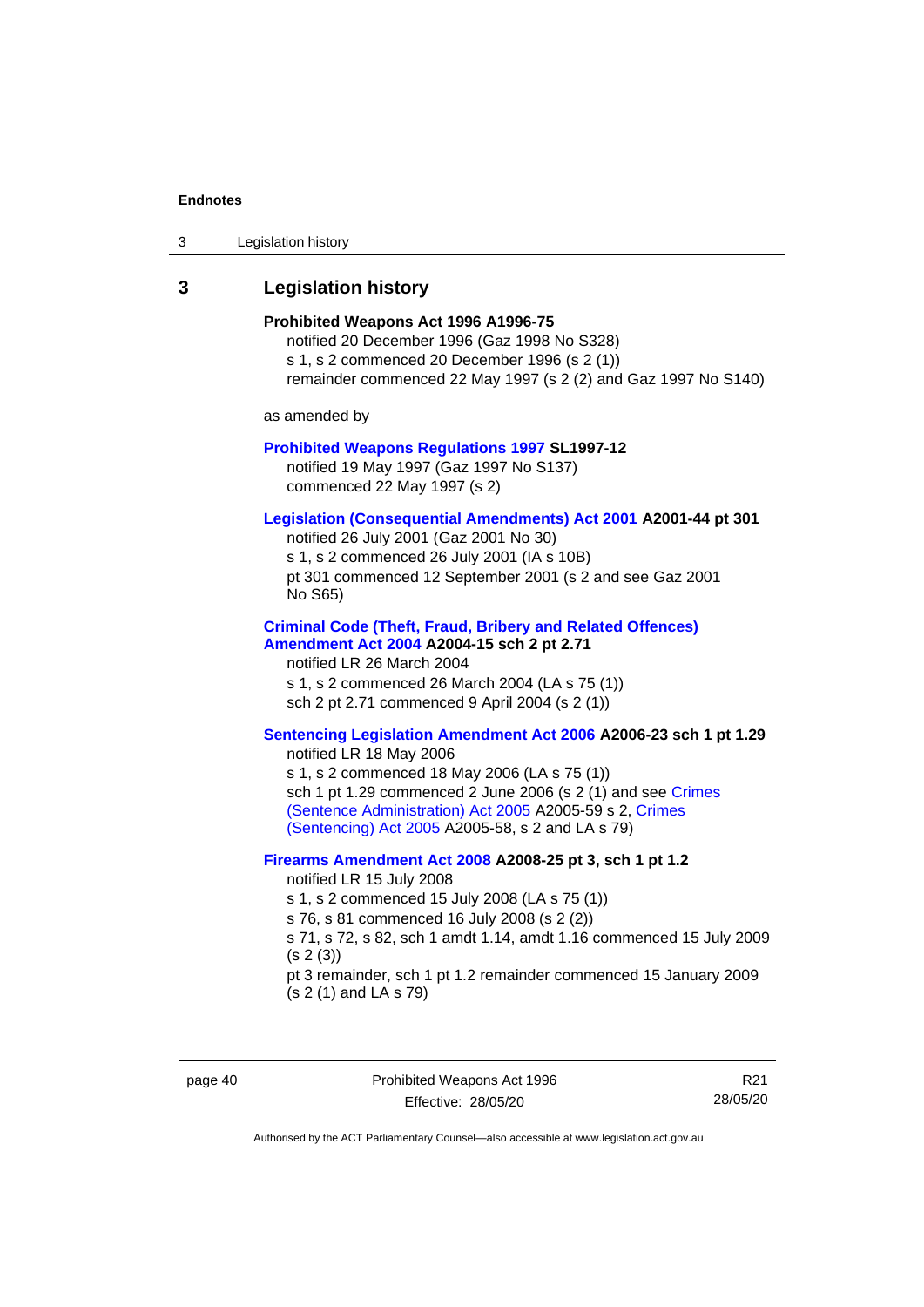## 3 Legislation history

**Prohibited Weapons Act 1996 A1996-75**

notified 20 December 1996 (Gaz 1998 No S328)

s 1, s 2 commenced 20 December 1996 (s 2 (1))

remainder commenced 22 May 1997 (s 2 (2) and Gaz 1997 No S140)

as amended by

**Prohibited Weapons Regulations 1997 SL1997-12**

notified 19 May 1997 (Gaz 1997 No S137)

commenced 22 May 1997 (s 2)

**Legislation (Consequential Amendments) Act 2001 A2001-44 pt 301**

notified 26 July 2001 (Gaz 2001 No 30)

s 1, s 2 commenced 26 July 2001 (IA s 10B)

pt 301 commenced 12 September 2001 (s 2 and see Gaz 2001 No S65)

**Criminal Code (Theft, Fraud, Bribery and Related Offences) Amendment Act 2004 A2004-15 sch 2 pt 2.71**

notified LR 26 March 2004

s 1, s 2 commenced 26 March 2004 (LA s 75 (1))

sch 2 pt 2.71 commenced 9 April 2004 (s 2 (1))

**Sentencing Legislation Amendment Act 2006 A2006-23 sch 1 pt 1.29**

notified LR 18 May 2006

s 1, s 2 commenced 18 May 2006 (LA s 75 (1))

sch 1 pt 1.29 commenced 2 June 2006 (s 2 (1) and see Crimes (Sentence Administration) Act 2005 A2005-59 s 2, Crimes (Sentencing) Act 2005 A2005-58, s 2 and LA s 79)

**Firearms Amendment Act 2008 A2008-25 pt 3, sch 1 pt 1.2**

notified LR 15 July 2008

s 1, s 2 commenced 15 July 2008 (LA s 75 (1))

s 76, s 81 commenced 16 July 2008 (s 2 (2))

s 71, s 72, s 82, sch 1 amdt 1.14, amdt 1.16 commenced 15 July 2009 (s 2 (3))

pt 3 remainder, sch 1 pt 1.2 remainder commenced 15 January 2009 (s 2 (1) and LA s 79)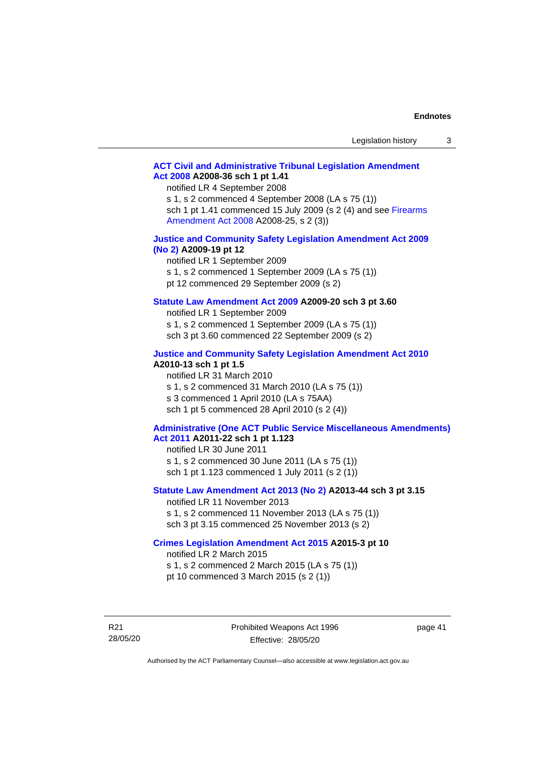**ACT Civil and Administrative Tribunal Legislation Amendment Act 2008 A2008-36 sch 1 pt 1.41**

notified LR 4 September 2008
s 1, s 2 commenced 4 September 2008 (LA s 75 (1))
sch 1 pt 1.41 commenced 15 July 2009 (s 2 (4) and see Firearms Amendment Act 2008 A2008-25, s 2 (3))

**Justice and Community Safety Legislation Amendment Act 2009 (No 2) A2009-19 pt 12**

notified LR 1 September 2009
s 1, s 2 commenced 1 September 2009 (LA s 75 (1))
pt 12 commenced 29 September 2009 (s 2)

**Statute Law Amendment Act 2009 A2009-20 sch 3 pt 3.60**

notified LR 1 September 2009
s 1, s 2 commenced 1 September 2009 (LA s 75 (1))
sch 3 pt 3.60 commenced 22 September 2009 (s 2)

**Justice and Community Safety Legislation Amendment Act 2010 A2010-13 sch 1 pt 1.5**

notified LR 31 March 2010
s 1, s 2 commenced 31 March 2010 (LA s 75 (1))
s 3 commenced 1 April 2010 (LA s 75AA)
sch 1 pt 5 commenced 28 April 2010 (s 2 (4))

**Administrative (One ACT Public Service Miscellaneous Amendments) Act 2011 A2011-22 sch 1 pt 1.123**

notified LR 30 June 2011
s 1, s 2 commenced 30 June 2011 (LA s 75 (1))
sch 1 pt 1.123 commenced 1 July 2011 (s 2 (1))

**Statute Law Amendment Act 2013 (No 2) A2013-44 sch 3 pt 3.15**

notified LR 11 November 2013
s 1, s 2 commenced 11 November 2013 (LA s 75 (1))
sch 3 pt 3.15 commenced 25 November 2013 (s 2)

**Crimes Legislation Amendment Act 2015 A2015-3 pt 10**

notified LR 2 March 2015
s 1, s 2 commenced 2 March 2015 (LA s 75 (1))
pt 10 commenced 3 March 2015 (s 2 (1))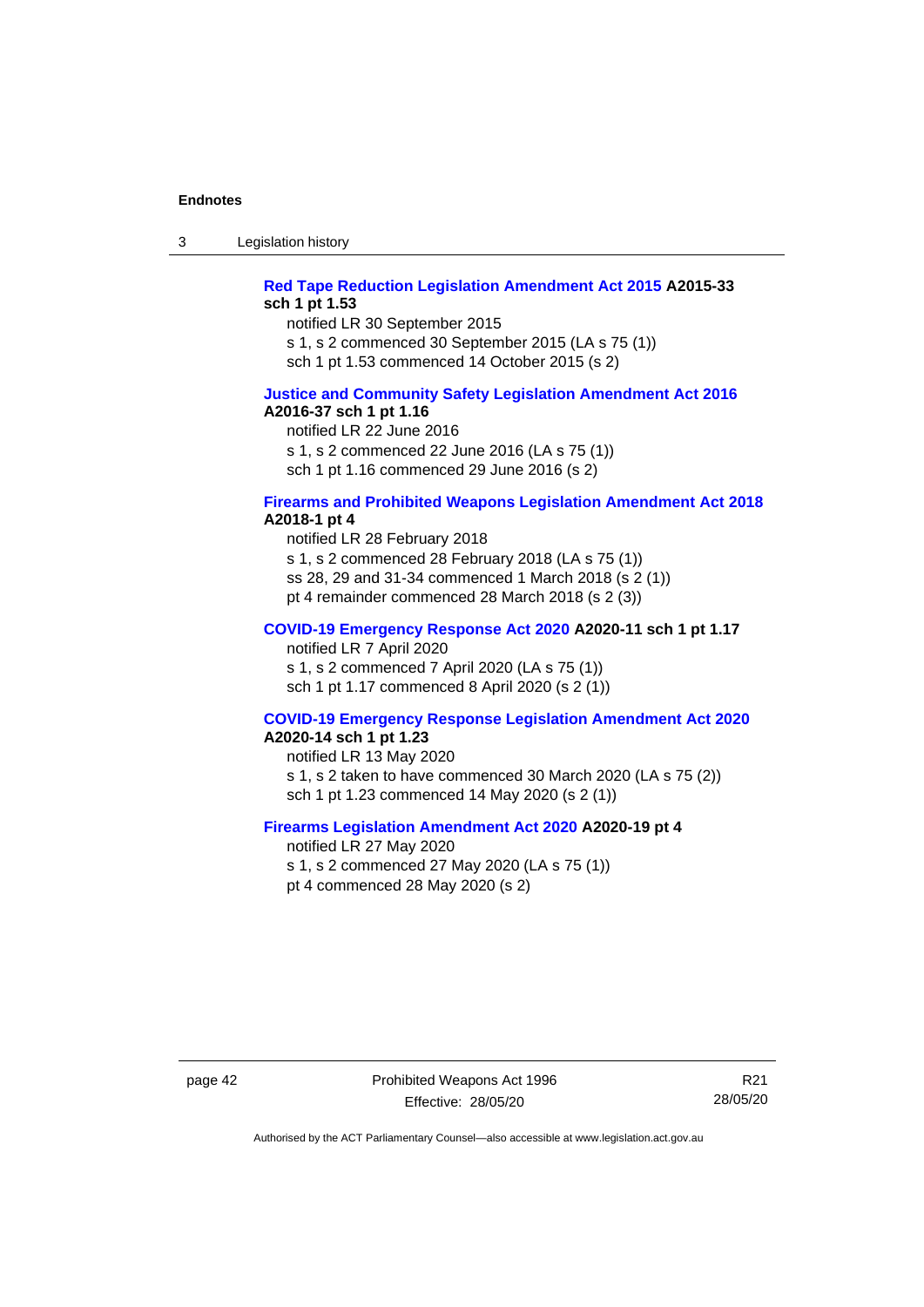**Red Tape Reduction Legislation Amendment Act 2015 A2015-33 sch 1 pt 1.53**

notified LR 30 September 2015
s 1, s 2 commenced 30 September 2015 (LA s 75 (1))
sch 1 pt 1.53 commenced 14 October 2015 (s 2)

**Justice and Community Safety Legislation Amendment Act 2016 A2016-37 sch 1 pt 1.16**

notified LR 22 June 2016
s 1, s 2 commenced 22 June 2016 (LA s 75 (1))
sch 1 pt 1.16 commenced 29 June 2016 (s 2)

**Firearms and Prohibited Weapons Legislation Amendment Act 2018 A2018-1 pt 4**

notified LR 28 February 2018
s 1, s 2 commenced 28 February 2018 (LA s 75 (1))
ss 28, 29 and 31-34 commenced 1 March 2018 (s 2 (1))
pt 4 remainder commenced 28 March 2018 (s 2 (3))

**COVID-19 Emergency Response Act 2020 A2020-11 sch 1 pt 1.17**

notified LR 7 April 2020
s 1, s 2 commenced 7 April 2020 (LA s 75 (1))
sch 1 pt 1.17 commenced 8 April 2020 (s 2 (1))

**COVID-19 Emergency Response Legislation Amendment Act 2020 A2020-14 sch 1 pt 1.23**

notified LR 13 May 2020
s 1, s 2 taken to have commenced 30 March 2020 (LA s 75 (2))
sch 1 pt 1.23 commenced 14 May 2020 (s 2 (1))

**Firearms Legislation Amendment Act 2020 A2020-19 pt 4**

notified LR 27 May 2020
s 1, s 2 commenced 27 May 2020 (LA s 75 (1))
pt 4 commenced 28 May 2020 (s 2)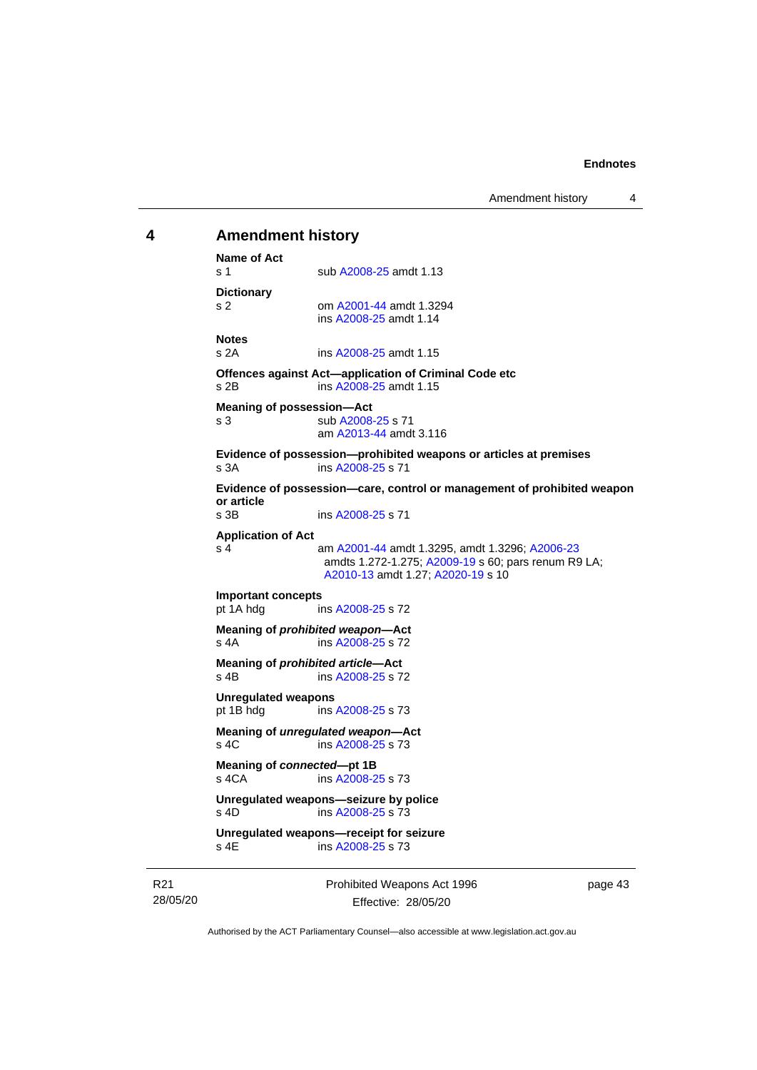## 4 Amendment history

**Name of Act**
s 1 sub A2008-25 amdt 1.13

**Dictionary**
s 2 om A2001-44 amdt 1.3294
ins A2008-25 amdt 1.14

**Notes**
s 2A ins A2008-25 amdt 1.15

**Offences against Act—application of Criminal Code etc**
s 2B ins A2008-25 amdt 1.15

**Meaning of possession—Act**
s 3 sub A2008-25 s 71
am A2013-44 amdt 3.116

**Evidence of possession—prohibited weapons or articles at premises**
s 3A ins A2008-25 s 71

**Evidence of possession—care, control or management of prohibited weapon or article**
s 3B ins A2008-25 s 71

**Application of Act**
s 4 am A2001-44 amdt 1.3295, amdt 1.3296; A2006-23 amdts 1.272-1.275; A2009-19 s 60; pars renum R9 LA; A2010-13 amdt 1.27; A2020-19 s 10

**Important concepts**
pt 1A hdg ins A2008-25 s 72

**Meaning of *prohibited weapon*—Act**
s 4A ins A2008-25 s 72

**Meaning of *prohibited article*—Act**
s 4B ins A2008-25 s 72

**Unregulated weapons**
pt 1B hdg ins A2008-25 s 73

**Meaning of *unregulated weapon*—Act**
s 4C ins A2008-25 s 73

**Meaning of *connected*—pt 1B**
s 4CA ins A2008-25 s 73

**Unregulated weapons—seizure by police**
s 4D ins A2008-25 s 73

**Unregulated weapons—receipt for seizure**
s 4E ins A2008-25 s 73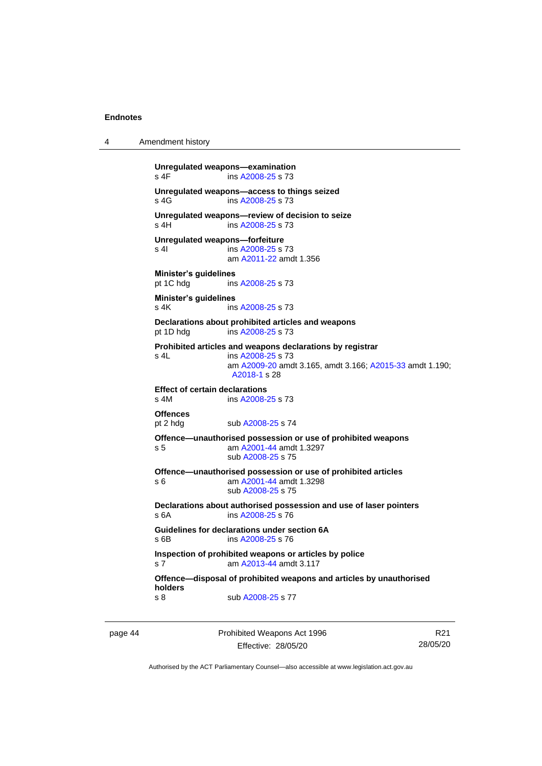**Unregulated weapons—examination**
s 4F ins A2008-25 s 73

**Unregulated weapons—access to things seized**
s 4G ins A2008-25 s 73

**Unregulated weapons—review of decision to seize**
s 4H ins A2008-25 s 73

**Unregulated weapons—forfeiture**
s 4I ins A2008-25 s 73
am A2011-22 amdt 1.356

**Minister's guidelines**
pt 1C hdg ins A2008-25 s 73

**Minister's guidelines**
s 4K ins A2008-25 s 73

**Declarations about prohibited articles and weapons**
pt 1D hdg ins A2008-25 s 73

**Prohibited articles and weapons declarations by registrar**
s 4L ins A2008-25 s 73
am A2009-20 amdt 3.165, amdt 3.166; A2015-33 amdt 1.190; A2018-1 s 28

**Effect of certain declarations**
s 4M ins A2008-25 s 73

**Offences**
pt 2 hdg sub A2008-25 s 74

**Offence—unauthorised possession or use of prohibited weapons**
s 5 am A2001-44 amdt 1.3297
sub A2008-25 s 75

**Offence—unauthorised possession or use of prohibited articles**
s 6 am A2001-44 amdt 1.3298
sub A2008-25 s 75

**Declarations about authorised possession and use of laser pointers**
s 6A ins A2008-25 s 76

**Guidelines for declarations under section 6A**
s 6B ins A2008-25 s 76

**Inspection of prohibited weapons or articles by police**
s 7 am A2013-44 amdt 3.117

**Offence—disposal of prohibited weapons and articles by unauthorised holders**
s 8 sub A2008-25 s 77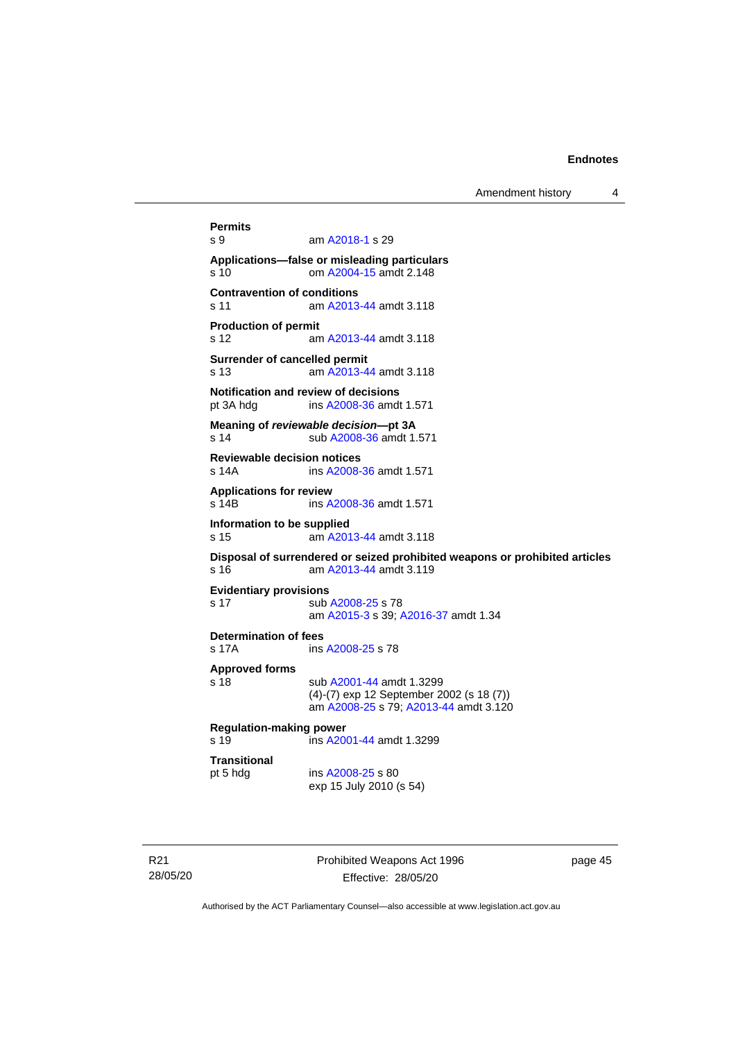**Permits**
s 9 am A2018-1 s 29

**Applications—false or misleading particulars**
s 10 om A2004-15 amdt 2.148

**Contravention of conditions**
s 11 am A2013-44 amdt 3.118

**Production of permit**
s 12 am A2013-44 amdt 3.118

**Surrender of cancelled permit**
s 13 am A2013-44 amdt 3.118

**Notification and review of decisions**
pt 3A hdg ins A2008-36 amdt 1.571

**Meaning of *reviewable decision*—pt 3A**
s 14 sub A2008-36 amdt 1.571

**Reviewable decision notices**
s 14A ins A2008-36 amdt 1.571

**Applications for review**
s 14B ins A2008-36 amdt 1.571

**Information to be supplied**
s 15 am A2013-44 amdt 3.118

**Disposal of surrendered or seized prohibited weapons or prohibited articles**
s 16 am A2013-44 amdt 3.119

**Evidentiary provisions**
s 17 sub A2008-25 s 78
am A2015-3 s 39; A2016-37 amdt 1.34

**Determination of fees**
s 17A ins A2008-25 s 78

**Approved forms**
s 18 sub A2001-44 amdt 1.3299
(4)-(7) exp 12 September 2002 (s 18 (7))
am A2008-25 s 79; A2013-44 amdt 3.120

**Regulation-making power**
s 19 ins A2001-44 amdt 1.3299

**Transitional**
pt 5 hdg ins A2008-25 s 80
exp 15 July 2010 (s 54)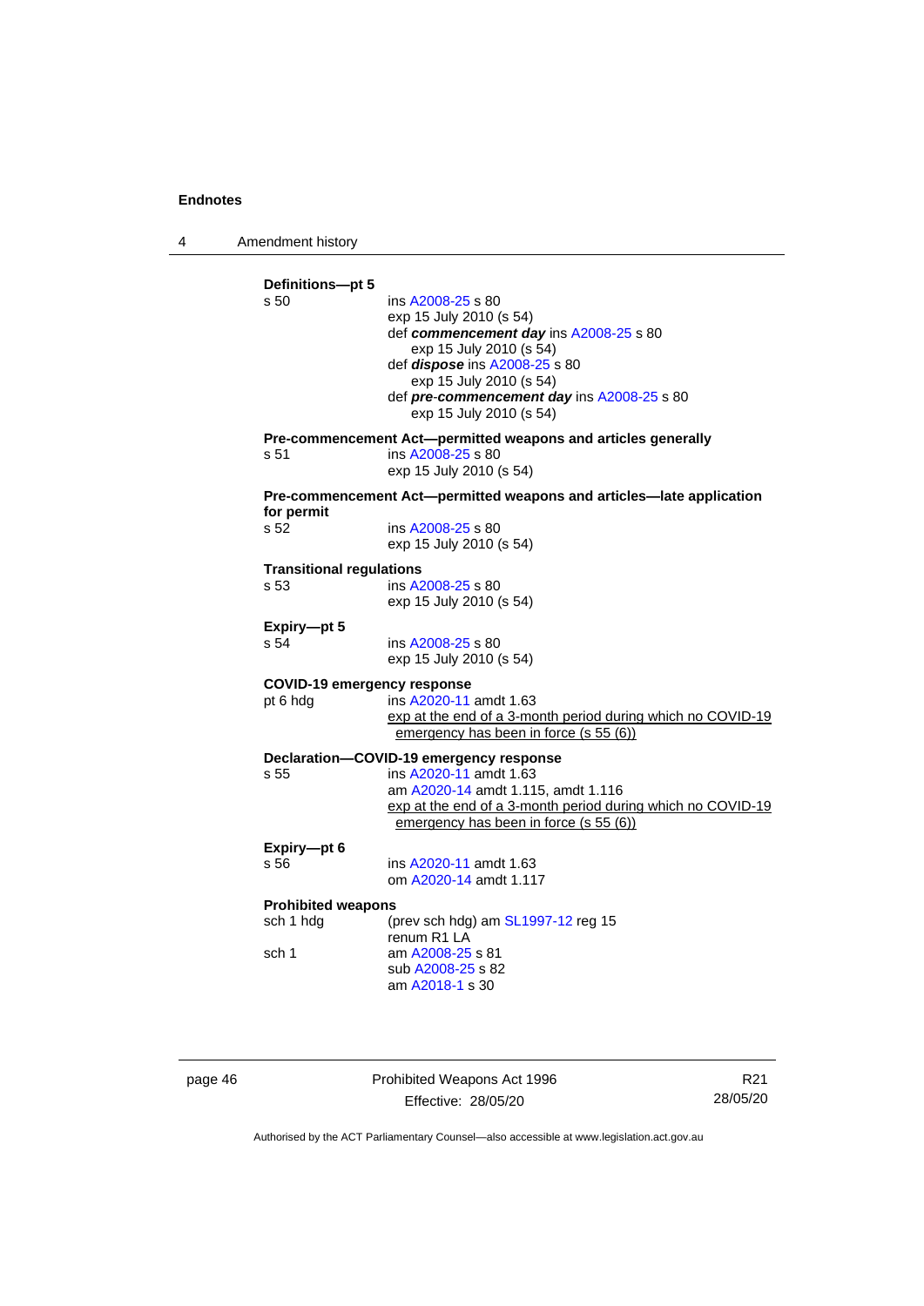**Definitions—pt 5**

s 50 ins A2008-25 s 80
exp 15 July 2010 (s 54)
def ***commencement day*** ins A2008-25 s 80
exp 15 July 2010 (s 54)
def ***dispose*** ins A2008-25 s 80
exp 15 July 2010 (s 54)
def ***pre-commencement day*** ins A2008-25 s 80
exp 15 July 2010 (s 54)

**Pre-commencement Act—permitted weapons and articles generally**

s 51 ins A2008-25 s 80
exp 15 July 2010 (s 54)

**Pre-commencement Act—permitted weapons and articles—late application for permit**

s 52 ins A2008-25 s 80
exp 15 July 2010 (s 54)

**Transitional regulations**

s 53 ins A2008-25 s 80
exp 15 July 2010 (s 54)

**Expiry—pt 5**

s 54 ins A2008-25 s 80
exp 15 July 2010 (s 54)

**COVID-19 emergency response**

pt 6 hdg ins A2020-11 amdt 1.63
exp at the end of a 3-month period during which no COVID-19 emergency has been in force (s 55 (6))

**Declaration—COVID-19 emergency response**

s 55 ins A2020-11 amdt 1.63
am A2020-14 amdt 1.115, amdt 1.116
exp at the end of a 3-month period during which no COVID-19 emergency has been in force (s 55 (6))

**Expiry—pt 6**

s 56 ins A2020-11 amdt 1.63
om A2020-14 amdt 1.117

**Prohibited weapons**

sch 1 hdg (prev sch hdg) am SL1997-12 reg 15
renum R1 LA

sch 1 am A2008-25 s 81
sub A2008-25 s 82
am A2018-1 s 30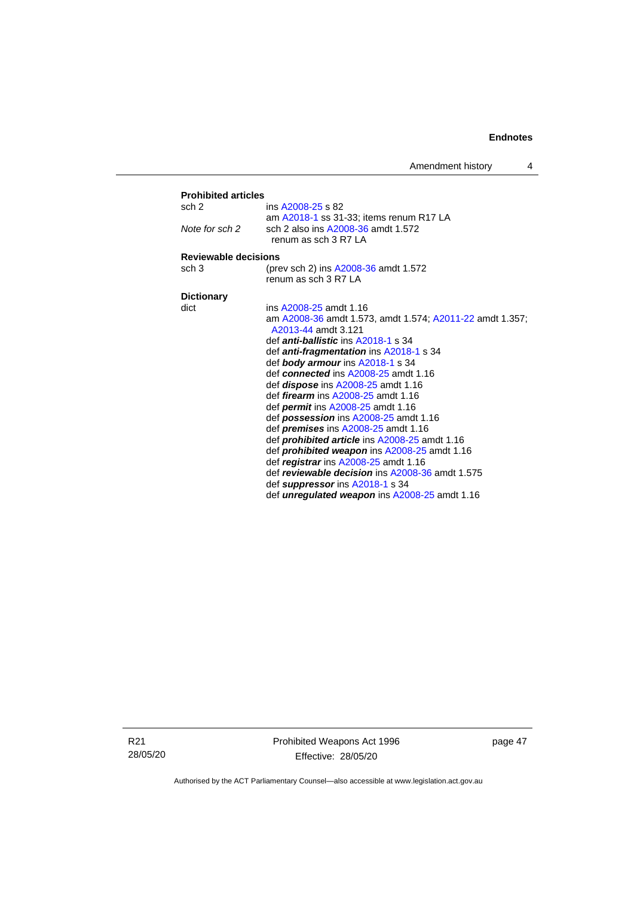**Prohibited articles**

sch 2 — ins A2008-25 s 82
am A2018-1 ss 31-33; items renum R17 LA

*Note for sch 2* — sch 2 also ins A2008-36 amdt 1.572
renum as sch 3 R7 LA

**Reviewable decisions**

sch 3 — (prev sch 2) ins A2008-36 amdt 1.572
renum as sch 3 R7 LA

**Dictionary**

dict — ins A2008-25 amdt 1.16
am A2008-36 amdt 1.573, amdt 1.574; A2011-22 amdt 1.357; A2013-44 amdt 3.121
def ***anti-ballistic*** ins A2018-1 s 34
def ***anti-fragmentation*** ins A2018-1 s 34
def ***body armour*** ins A2018-1 s 34
def ***connected*** ins A2008-25 amdt 1.16
def ***dispose*** ins A2008-25 amdt 1.16
def ***firearm*** ins A2008-25 amdt 1.16
def ***permit*** ins A2008-25 amdt 1.16
def ***possession*** ins A2008-25 amdt 1.16
def ***premises*** ins A2008-25 amdt 1.16
def ***prohibited article*** ins A2008-25 amdt 1.16
def ***prohibited weapon*** ins A2008-25 amdt 1.16
def ***registrar*** ins A2008-25 amdt 1.16
def ***reviewable decision*** ins A2008-36 amdt 1.575
def ***suppressor*** ins A2018-1 s 34
def ***unregulated weapon*** ins A2008-25 amdt 1.16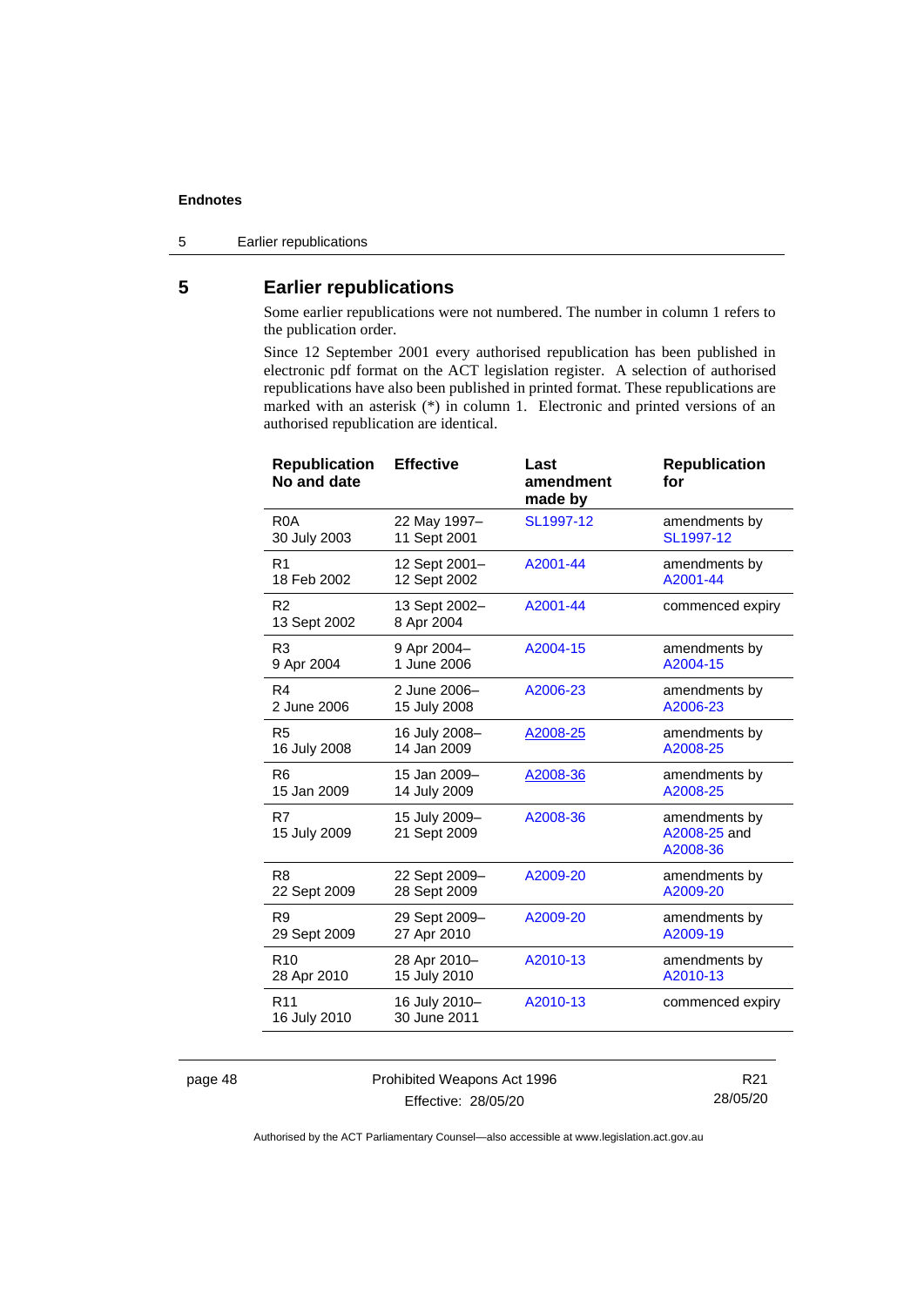## 5 Earlier republications

Some earlier republications were not numbered. The number in column 1 refers to the publication order.

Since 12 September 2001 every authorised republication has been published in electronic pdf format on the ACT legislation register. A selection of authorised republications have also been published in printed format. These republications are marked with an asterisk (*) in column 1. Electronic and printed versions of an authorised republication are identical.

| Republication No and date | Effective | Last amendment made by | Republication for |
|---|---|---|---|
| R0A<br>30 July 2003 | 22 May 1997–<br>11 Sept 2001 | SL1997-12 | amendments by SL1997-12 |
| R1<br>18 Feb 2002 | 12 Sept 2001–<br>12 Sept 2002 | A2001-44 | amendments by A2001-44 |
| R2<br>13 Sept 2002 | 13 Sept 2002–<br>8 Apr 2004 | A2001-44 | commenced expiry |
| R3<br>9 Apr 2004 | 9 Apr 2004–<br>1 June 2006 | A2004-15 | amendments by A2004-15 |
| R4<br>2 June 2006 | 2 June 2006–<br>15 July 2008 | A2006-23 | amendments by A2006-23 |
| R5<br>16 July 2008 | 16 July 2008–<br>14 Jan 2009 | A2008-25 | amendments by A2008-25 |
| R6<br>15 Jan 2009 | 15 Jan 2009–<br>14 July 2009 | A2008-36 | amendments by A2008-25 |
| R7<br>15 July 2009 | 15 July 2009–<br>21 Sept 2009 | A2008-36 | amendments by A2008-25 and A2008-36 |
| R8<br>22 Sept 2009 | 22 Sept 2009–<br>28 Sept 2009 | A2009-20 | amendments by A2009-20 |
| R9<br>29 Sept 2009 | 29 Sept 2009–<br>27 Apr 2010 | A2009-20 | amendments by A2009-19 |
| R10<br>28 Apr 2010 | 28 Apr 2010–<br>15 July 2010 | A2010-13 | amendments by A2010-13 |
| R11<br>16 July 2010 | 16 July 2010–<br>30 June 2011 | A2010-13 | commenced expiry |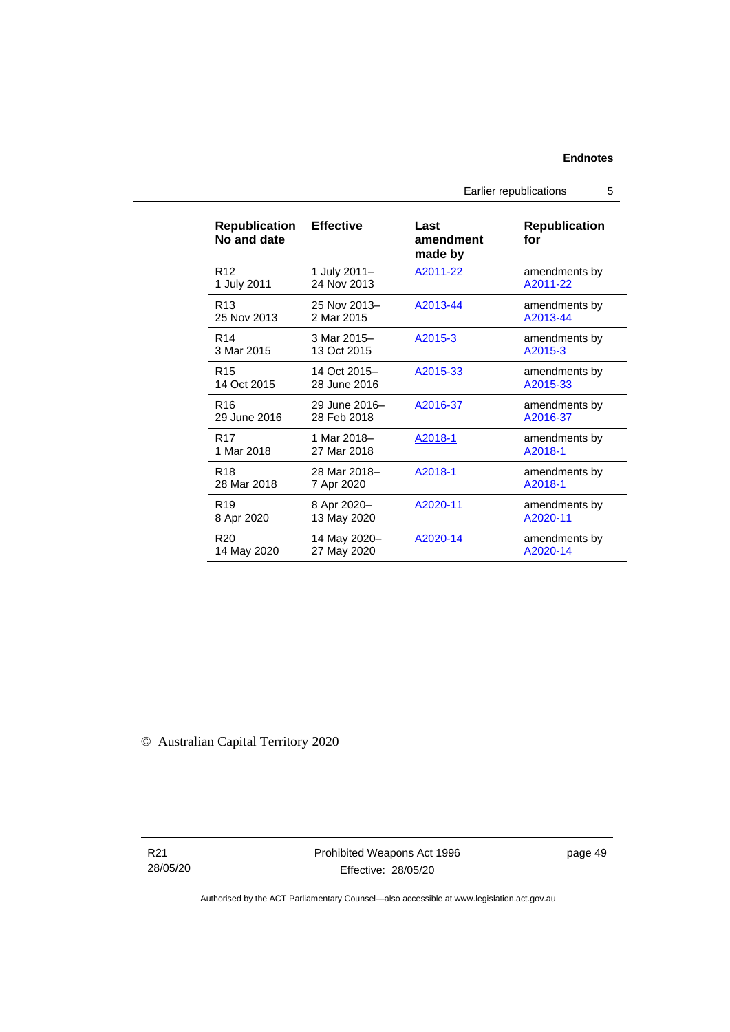| Republication No and date | Effective | Last amendment made by | Republication for |
|---|---|---|---|
| R12<br>1 July 2011 | 1 July 2011–<br>24 Nov 2013 | A2011-22 | amendments by A2011-22 |
| R13<br>25 Nov 2013 | 25 Nov 2013–<br>2 Mar 2015 | A2013-44 | amendments by A2013-44 |
| R14<br>3 Mar 2015 | 3 Mar 2015–<br>13 Oct 2015 | A2015-3 | amendments by A2015-3 |
| R15<br>14 Oct 2015 | 14 Oct 2015–<br>28 June 2016 | A2015-33 | amendments by A2015-33 |
| R16<br>29 June 2016 | 29 June 2016–<br>28 Feb 2018 | A2016-37 | amendments by A2016-37 |
| R17<br>1 Mar 2018 | 1 Mar 2018–<br>27 Mar 2018 | A2018-1 | amendments by A2018-1 |
| R18<br>28 Mar 2018 | 28 Mar 2018–<br>7 Apr 2020 | A2018-1 | amendments by A2018-1 |
| R19<br>8 Apr 2020 | 8 Apr 2020–<br>13 May 2020 | A2020-11 | amendments by A2020-11 |
| R20<br>14 May 2020 | 14 May 2020–<br>27 May 2020 | A2020-14 | amendments by A2020-14 |

© Australian Capital Territory 2020